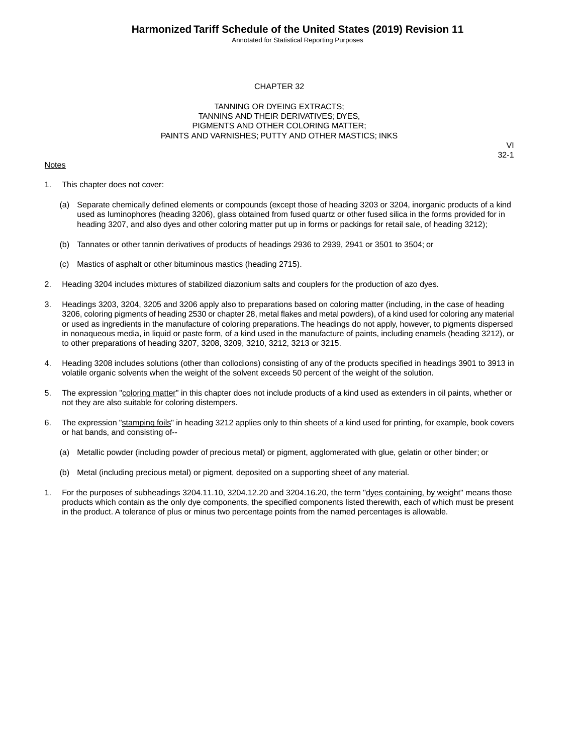# CHAPTER 32

## TANNING OR DYEING EXTRACTS; TANNINS AND THEIR DERIVATIVES; DYES, PIGMENTS AND OTHER COLORING MATTER; PAINTS AND VARNISHES; PUTTY AND OTHER MASTICS; INKS

VI
32-1

Notes

1. This chapter does not cover:

   (a) Separate chemically defined elements or compounds (except those of heading 3203 or 3204, inorganic products of a kind used as luminophores (heading 3206), glass obtained from fused quartz or other fused silica in the forms provided for in heading 3207, and also dyes and other coloring matter put up in forms or packings for retail sale, of heading 3212);

   (b) Tannates or other tannin derivatives of products of headings 2936 to 2939, 2941 or 3501 to 3504; or

   (c) Mastics of asphalt or other bituminous mastics (heading 2715).

2. Heading 3204 includes mixtures of stabilized diazonium salts and couplers for the production of azo dyes.

3. Headings 3203, 3204, 3205 and 3206 apply also to preparations based on coloring matter (including, in the case of heading 3206, coloring pigments of heading 2530 or chapter 28, metal flakes and metal powders), of a kind used for coloring any material or used as ingredients in the manufacture of coloring preparations. The headings do not apply, however, to pigments dispersed in nonaqueous media, in liquid or paste form, of a kind used in the manufacture of paints, including enamels (heading 3212), or to other preparations of heading 3207, 3208, 3209, 3210, 3212, 3213 or 3215.

4. Heading 3208 includes solutions (other than collodions) consisting of any of the products specified in headings 3901 to 3913 in volatile organic solvents when the weight of the solvent exceeds 50 percent of the weight of the solution.

5. The expression "coloring matter" in this chapter does not include products of a kind used as extenders in oil paints, whether or not they are also suitable for coloring distempers.

6. The expression "stamping foils" in heading 3212 applies only to thin sheets of a kind used for printing, for example, book covers or hat bands, and consisting of--

   (a) Metallic powder (including powder of precious metal) or pigment, agglomerated with glue, gelatin or other binder; or

   (b) Metal (including precious metal) or pigment, deposited on a supporting sheet of any material.

1. For the purposes of subheadings 3204.11.10, 3204.12.20 and 3204.16.20, the term "dyes containing, by weight" means those products which contain as the only dye components, the specified components listed therewith, each of which must be present in the product. A tolerance of plus or minus two percentage points from the named percentages is allowable.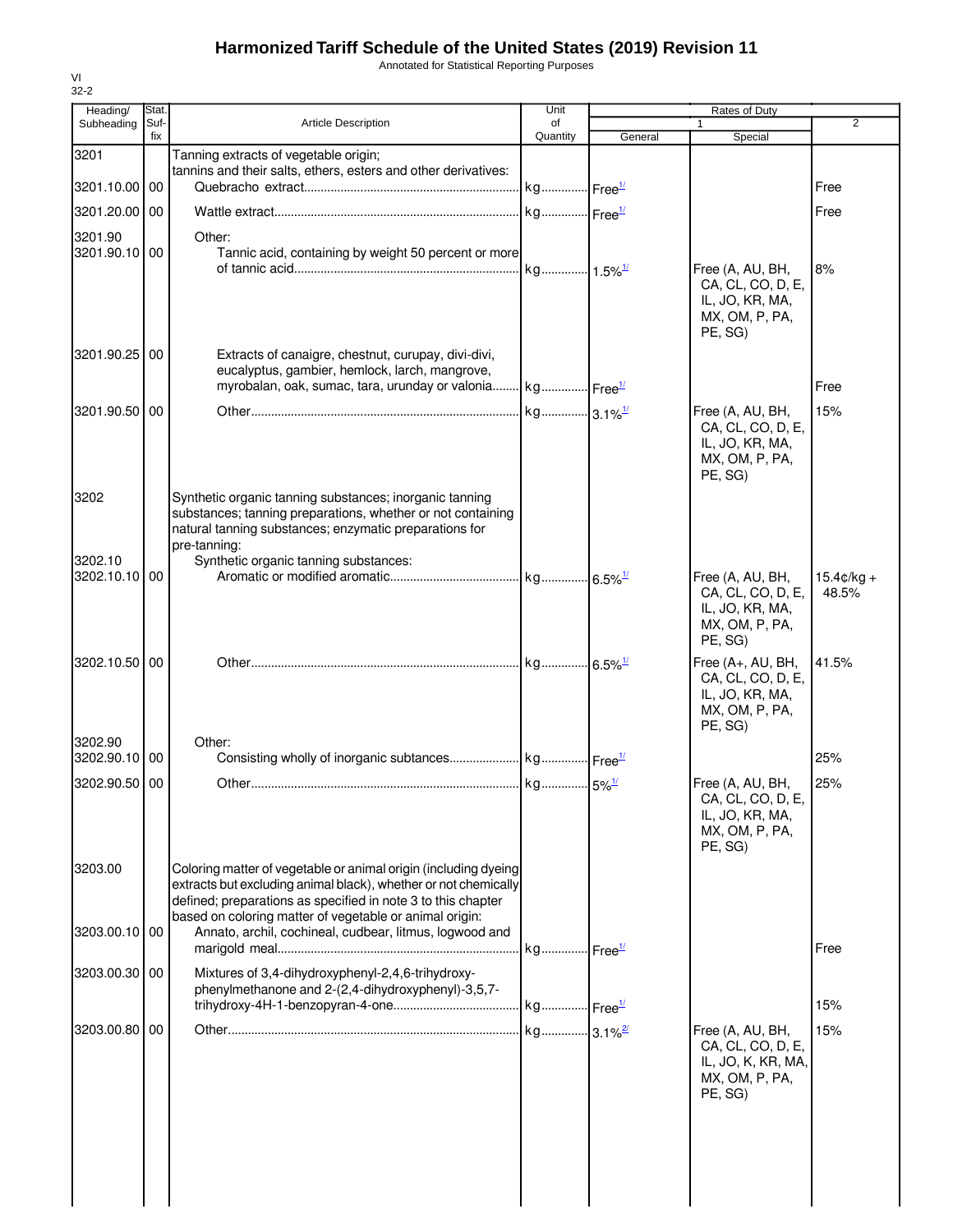# Harmonized Tariff Schedule of the United States (2019) Revision 11

Annotated for Statistical Reporting Purposes

VI
32-2

| Heading/ Subheading | Stat. Suf- fix | Article Description | Unit of Quantity | Rates of Duty | | |
|---|---|---|---|---|---|---|
| | | | | 1 | | 2 |
| | | | | General | Special | |
| 3201 | | Tanning extracts of vegetable origin; tannins and their salts, ethers, esters and other derivatives: | | | | |
| 3201.10.00 | 00 | Quebracho extract | kg | Free[1/] | | Free |
| 3201.20.00 | 00 | Wattle extract | kg | Free[1/] | | Free |
| 3201.90 | | Other: | | | | |
| 3201.90.10 | 00 | Tannic acid, containing by weight 50 percent or more of tannic acid | kg | 1.5%[1/] | Free (A, AU, BH, CA, CL, CO, D, E, IL, JO, KR, MA, MX, OM, P, PA, PE, SG) | 8% |
| 3201.90.25 | 00 | Extracts of canaigre, chestnut, curupay, divi-divi, eucalyptus, gambier, hemlock, larch, mangrove, myrobalan, oak, sumac, tara, urunday or valonia | kg | Free[1/] | | Free |
| 3201.90.50 | 00 | Other | kg | 3.1%[1/] | Free (A, AU, BH, CA, CL, CO, D, E, IL, JO, KR, MA, MX, OM, P, PA, PE, SG) | 15% |
| 3202 | | Synthetic organic tanning substances; inorganic tanning substances; tanning preparations, whether or not containing natural tanning substances; enzymatic preparations for pre-tanning: | | | | |
| 3202.10 | | Synthetic organic tanning substances: | | | | |
| 3202.10.10 | 00 | Aromatic or modified aromatic | kg | 6.5%[1/] | Free (A, AU, BH, CA, CL, CO, D, E, IL, JO, KR, MA, MX, OM, P, PA, PE, SG) | 15.4¢/kg + 48.5% |
| 3202.10.50 | 00 | Other | kg | 6.5%[1/] | Free (A+, AU, BH, CA, CL, CO, D, E, IL, JO, KR, MA, MX, OM, P, PA, PE, SG) | 41.5% |
| 3202.90 | | Other: | | | | |
| 3202.90.10 | 00 | Consisting wholly of inorganic subtances | kg | Free[1/] | | 25% |
| 3202.90.50 | 00 | Other | kg | 5%[1/] | Free (A, AU, BH, CA, CL, CO, D, E, IL, JO, KR, MA, MX, OM, P, PA, PE, SG) | 25% |
| 3203.00 | | Coloring matter of vegetable or animal origin (including dyeing extracts but excluding animal black), whether or not chemically defined; preparations as specified in note 3 to this chapter based on coloring matter of vegetable or animal origin: | | | | |
| 3203.00.10 | 00 | Annato, archil, cochineal, cudbear, litmus, logwood and marigold meal | kg | Free[1/] | | Free |
| 3203.00.30 | 00 | Mixtures of 3,4-dihydroxyphenyl-2,4,6-trihydroxy-phenylmethanone and 2-(2,4-dihydroxyphenyl)-3,5,7-trihydroxy-4H-1-benzopyran-4-one | kg | Free[1/] | | 15% |
| 3203.00.80 | 00 | Other | kg | 3.1%[2/] | Free (A, AU, BH, CA, CL, CO, D, E, IL, JO, K, KR, MA, MX, OM, P, PA, PE, SG) | 15% |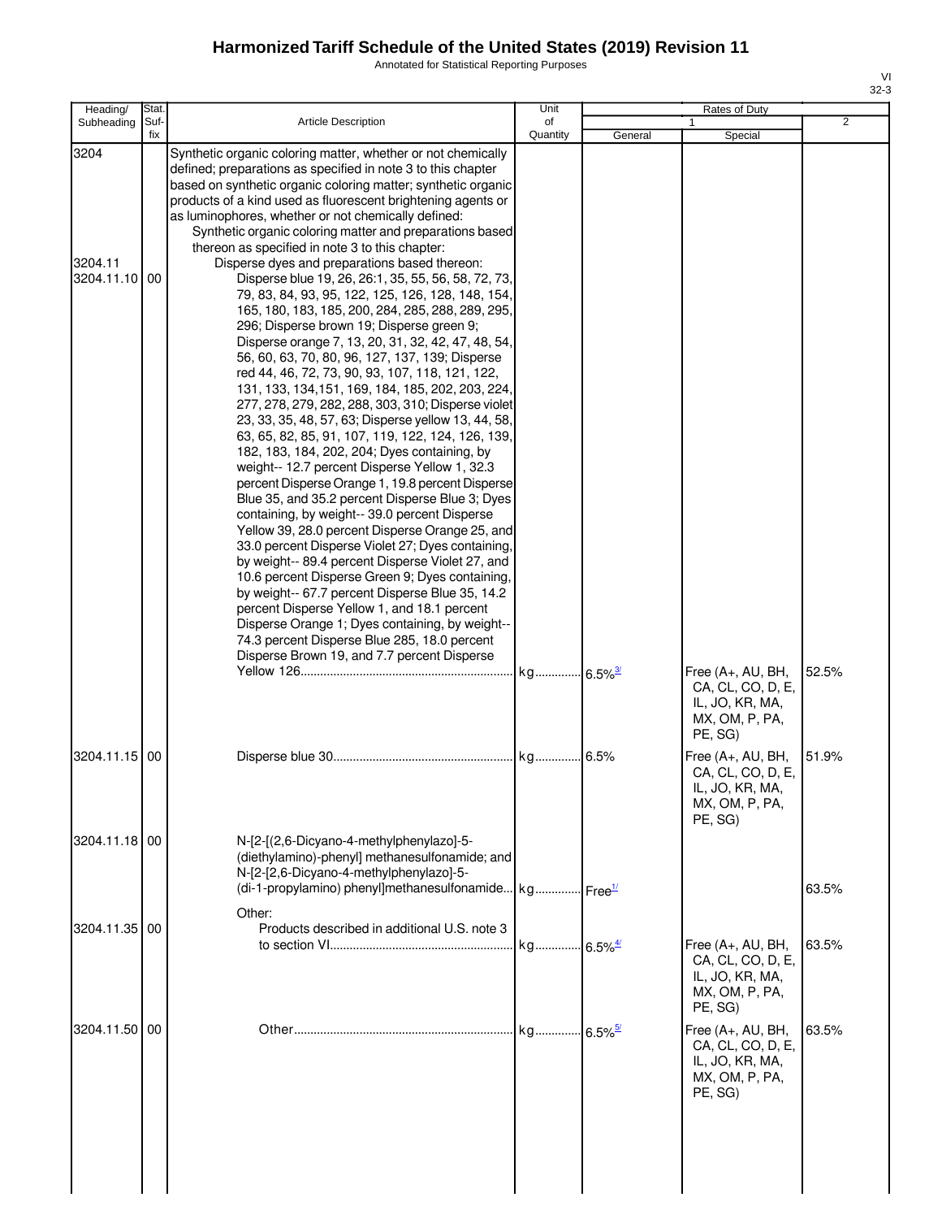# Harmonized Tariff Schedule of the United States (2019) Revision 11

Annotated for Statistical Reporting Purposes

| Heading/ Subheading | Stat. Suf- fix | Article Description | Unit of Quantity | Rates of Duty 1 General | Special | 2 |
|---|---|---|---|---|---|---|
| 3204 | | Synthetic organic coloring matter, whether or not chemically defined; preparations as specified in note 3 to this chapter based on synthetic organic coloring matter; synthetic organic products of a kind used as fluorescent brightening agents or as luminophores, whether or not chemically defined: | | | | |
| | | Synthetic organic coloring matter and preparations based thereon as specified in note 3 to this chapter: | | | | |
| 3204.11 | | Disperse dyes and preparations based thereon: | | | | |
| 3204.11.10 | 00 | Disperse blue 19, 26, 26:1, 35, 55, 56, 58, 72, 73, 79, 83, 84, 93, 95, 122, 125, 126, 128, 148, 154, 165, 180, 183, 185, 200, 284, 285, 288, 289, 295, 296; Disperse brown 19; Disperse green 9; Disperse orange 7, 13, 20, 31, 32, 42, 47, 48, 54, 56, 60, 63, 70, 80, 96, 127, 137, 139; Disperse red 44, 46, 72, 73, 90, 93, 107, 118, 121, 122, 131, 133, 134,151, 169, 184, 185, 202, 203, 224, 277, 278, 279, 282, 288, 303, 310; Disperse violet 23, 33, 35, 48, 57, 63; Disperse yellow 13, 44, 58, 63, 65, 82, 85, 91, 107, 119, 122, 124, 126, 139, 182, 183, 184, 202, 204; Dyes containing, by weight-- 12.7 percent Disperse Yellow 1, 32.3 percent Disperse Orange 1, 19.8 percent Disperse Blue 35, and 35.2 percent Disperse Blue 3; Dyes containing, by weight-- 39.0 percent Disperse Yellow 39, 28.0 percent Disperse Orange 25, and 33.0 percent Disperse Violet 27; Dyes containing, by weight-- 89.4 percent Disperse Violet 27, and 10.6 percent Disperse Green 9; Dyes containing, by weight-- 67.7 percent Disperse Blue 35, 14.2 percent Disperse Yellow 1, and 18.1 percent Disperse Orange 1; Dyes containing, by weight-- 74.3 percent Disperse Blue 285, 18.0 percent Disperse Brown 19, and 7.7 percent Disperse Yellow 126 | kg | 6.5%[3/] | Free (A+, AU, BH, CA, CL, CO, D, E, IL, JO, KR, MA, MX, OM, P, PA, PE, SG) | 52.5% |
| 3204.11.15 | 00 | Disperse blue 30 | kg | 6.5% | Free (A+, AU, BH, CA, CL, CO, D, E, IL, JO, KR, MA, MX, OM, P, PA, PE, SG) | 51.9% |
| 3204.11.18 | 00 | N-[2-[(2,6-Dicyano-4-methylphenylazo]-5-(diethylamino)-phenyl] methanesulfonamide; and N-[2-[2,6-Dicyano-4-methylphenylazo]-5-(di-1-propylamino) phenyl]methanesulfonamide | kg | Free[1/] | | 63.5% |
| | | Other: | | | | |
| 3204.11.35 | 00 | Products described in additional U.S. note 3 to section VI | kg | 6.5%[4/] | Free (A+, AU, BH, CA, CL, CO, D, E, IL, JO, KR, MA, MX, OM, P, PA, PE, SG) | 63.5% |
| 3204.11.50 | 00 | Other | kg | 6.5%[5/] | Free (A+, AU, BH, CA, CL, CO, D, E, IL, JO, KR, MA, MX, OM, P, PA, PE, SG) | 63.5% |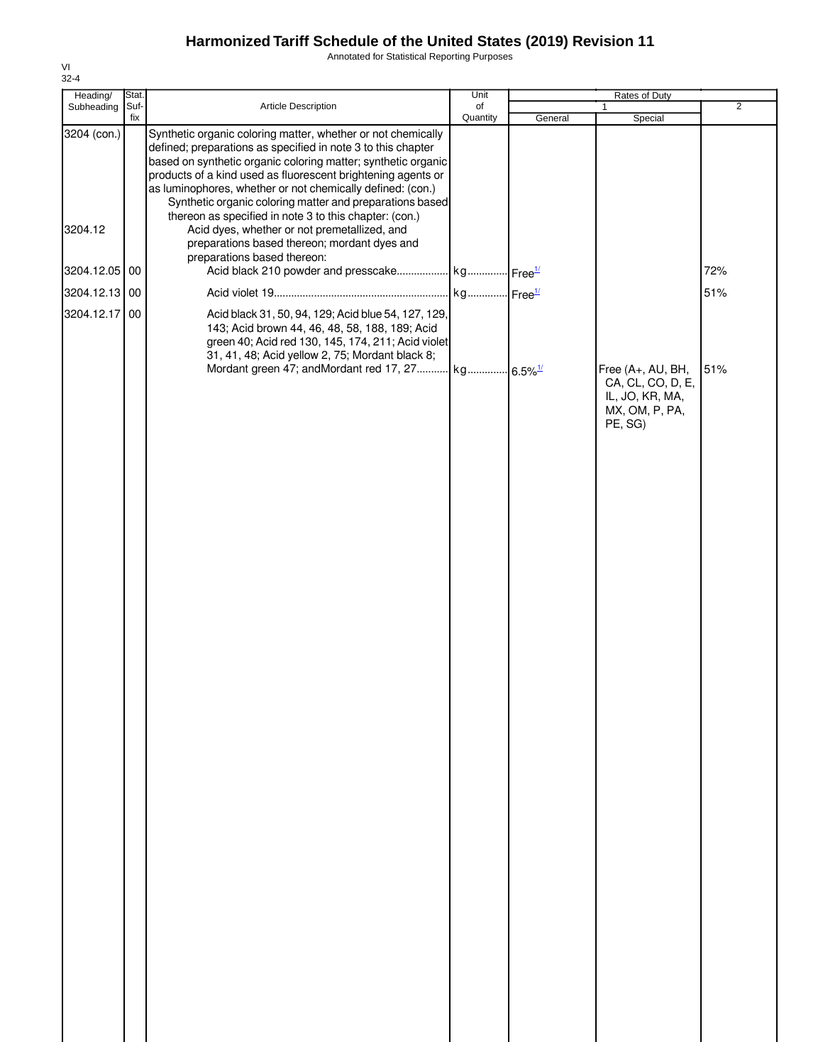# Harmonized Tariff Schedule of the United States (2019) Revision 11

Annotated for Statistical Reporting Purposes

VI
32-4

| Heading/ Subheading | Stat. Suf- fix | Article Description | Unit of Quantity | Rates of Duty | | |
|---|---|---|---|---|---|---|
| | | | | 1 | | 2 |
| | | | | General | Special | |
| 3204 (con.) | | Synthetic organic coloring matter, whether or not chemically defined; preparations as specified in note 3 to this chapter based on synthetic organic coloring matter; synthetic organic products of a kind used as fluorescent brightening agents or as luminophores, whether or not chemically defined: (con.) | | | | |
| | | Synthetic organic coloring matter and preparations based thereon as specified in note 3 to this chapter: (con.) | | | | |
| 3204.12 | | Acid dyes, whether or not premetallized, and preparations based thereon; mordant dyes and preparations based thereon: | | | | |
| 3204.12.05 | 00 | Acid black 210 powder and presscake | kg | Free[1/] | | 72% |
| 3204.12.13 | 00 | Acid violet 19 | kg | Free[1/] | | 51% |
| 3204.12.17 | 00 | Acid black 31, 50, 94, 129; Acid blue 54, 127, 129, 143; Acid brown 44, 46, 48, 58, 188, 189; Acid green 40; Acid red 130, 145, 174, 211; Acid violet 31, 41, 48; Acid yellow 2, 75; Mordant black 8; Mordant green 47; andMordant red 17, 27 | kg | 6.5%[1/] | Free (A+, AU, BH, CA, CL, CO, D, E, IL, JO, KR, MA, MX, OM, P, PA, PE, SG) | 51% |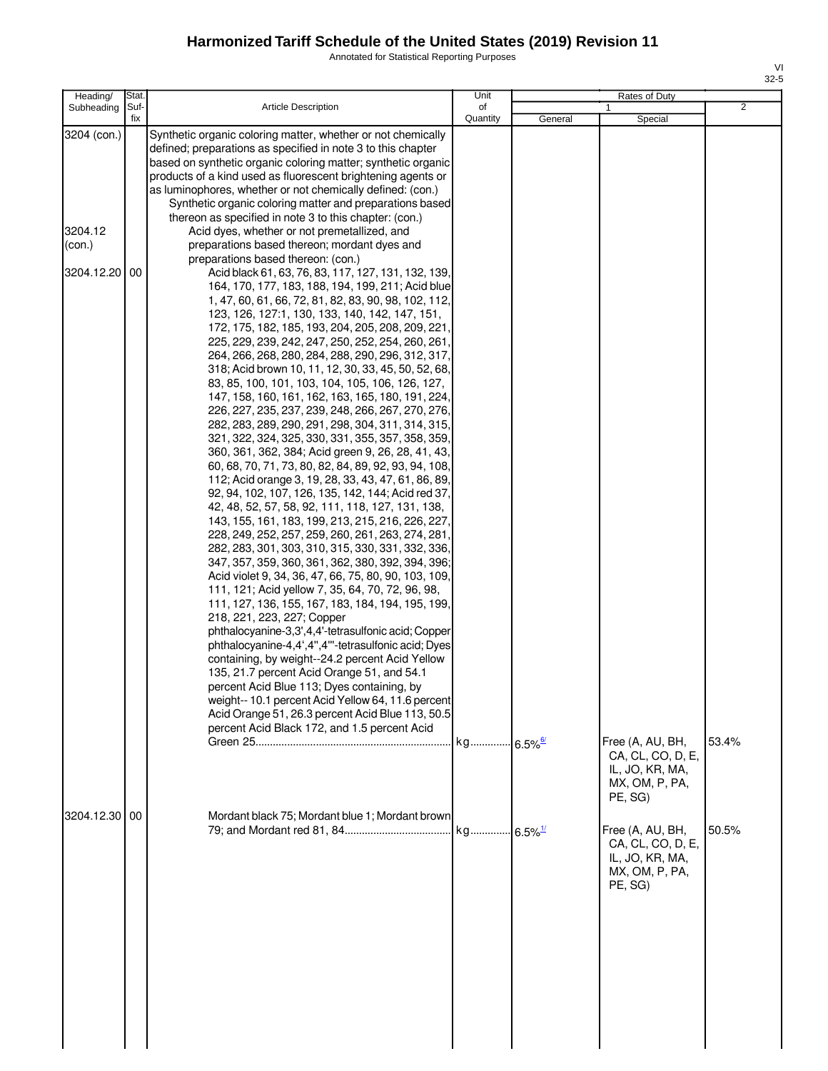# Harmonized Tariff Schedule of the United States (2019) Revision 11

Annotated for Statistical Reporting Purposes

VI
32-5

| Heading/ Subheading | Stat. Suf- fix | Article Description | Unit of Quantity | Rates of Duty | | |
|---|---|---|---|---|---|---|
| | | | | 1 | | 2 |
| | | | | General | Special | |
| 3204 (con.) | | Synthetic organic coloring matter, whether or not chemically defined; preparations as specified in note 3 to this chapter based on synthetic organic coloring matter; synthetic organic products of a kind used as fluorescent brightening agents or as luminophores, whether or not chemically defined: (con.) | | | | |
| | | Synthetic organic coloring matter and preparations based thereon as specified in note 3 to this chapter: (con.) | | | | |
| 3204.12 (con.) | | Acid dyes, whether or not premetallized, and preparations based thereon; mordant dyes and preparations based thereon: (con.) | | | | |
| 3204.12.20 | 00 | Acid black 61, 63, 76, 83, 117, 127, 131, 132, 139, 164, 170, 177, 183, 188, 194, 199, 211; Acid blue 1, 47, 60, 61, 66, 72, 81, 82, 83, 90, 98, 102, 112, 123, 126, 127:1, 130, 133, 140, 142, 147, 151, 172, 175, 182, 185, 193, 204, 205, 208, 209, 221, 225, 229, 239, 242, 247, 250, 252, 254, 260, 261, 264, 266, 268, 280, 284, 288, 290, 296, 312, 317, 318; Acid brown 10, 11, 12, 30, 33, 45, 50, 52, 68, 83, 85, 100, 101, 103, 104, 105, 106, 126, 127, 147, 158, 160, 161, 162, 163, 165, 180, 191, 224, 226, 227, 235, 237, 239, 248, 266, 267, 270, 276, 282, 283, 289, 290, 291, 298, 304, 311, 314, 315, 321, 322, 324, 325, 330, 331, 355, 357, 358, 359, 360, 361, 362, 384; Acid green 9, 26, 28, 41, 43, 60, 68, 70, 71, 73, 80, 82, 84, 89, 92, 93, 94, 108, 112; Acid orange 3, 19, 28, 33, 43, 47, 61, 86, 89, 92, 94, 102, 107, 126, 135, 142, 144; Acid red 37, 42, 48, 52, 57, 58, 92, 111, 118, 127, 131, 138, 143, 155, 161, 183, 199, 213, 215, 216, 226, 227, 228, 249, 252, 257, 259, 260, 261, 263, 274, 281, 282, 283, 301, 303, 310, 315, 330, 331, 332, 336, 347, 357, 359, 360, 361, 362, 380, 392, 394, 396; Acid violet 9, 34, 36, 47, 66, 75, 80, 90, 103, 109, 111, 121; Acid yellow 7, 35, 64, 70, 72, 96, 98, 111, 127, 136, 155, 167, 183, 184, 194, 195, 199, 218, 221, 223, 227; Copper phthalocyanine-3,3',4,4'-tetrasulfonic acid; Copper phthalocyanine-4,4',4'',4'''-tetrasulfonic acid; Dyes containing, by weight--24.2 percent Acid Yellow 135, 21.7 percent Acid Orange 51, and 54.1 percent Acid Blue 113; Dyes containing, by weight-- 10.1 percent Acid Yellow 64, 11.6 percent Acid Orange 51, 26.3 percent Acid Blue 113, 50.5 percent Acid Black 172, and 1.5 percent Acid Green 25 | kg | 6.5%[6/] | Free (A, AU, BH, CA, CL, CO, D, E, IL, JO, KR, MA, MX, OM, P, PA, PE, SG) | 53.4% |
| 3204.12.30 | 00 | Mordant black 75; Mordant blue 1; Mordant brown 79; and Mordant red 81, 84 | kg | 6.5%[1/] | Free (A, AU, BH, CA, CL, CO, D, E, IL, JO, KR, MA, MX, OM, P, PA, PE, SG) | 50.5% |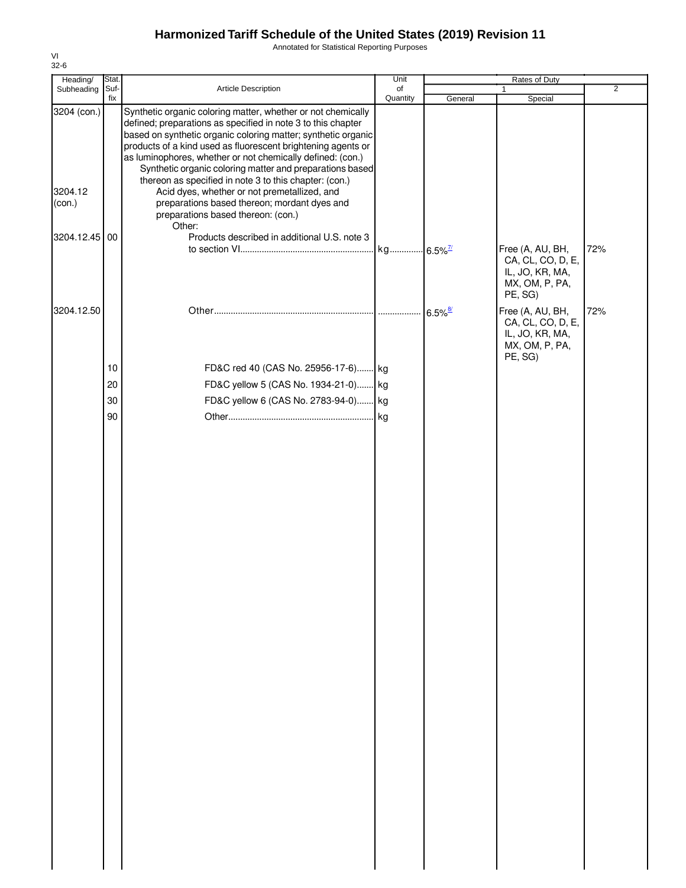# Harmonized Tariff Schedule of the United States (2019) Revision 11

Annotated for Statistical Reporting Purposes

| Heading/ Subheading | Stat. Suf- fix | Article Description | Unit of Quantity | Rates of Duty 1 General | Special | 2 |
|---|---|---|---|---|---|---|
| 3204 (con.) | | Synthetic organic coloring matter, whether or not chemically defined; preparations as specified in note 3 to this chapter based on synthetic organic coloring matter; synthetic organic products of a kind used as fluorescent brightening agents or as luminophores, whether or not chemically defined: (con.) | | | | |
| | | Synthetic organic coloring matter and preparations based thereon as specified in note 3 to this chapter: (con.) | | | | |
| 3204.12 (con.) | | Acid dyes, whether or not premetallized, and preparations based thereon; mordant dyes and preparations based thereon: (con.) | | | | |
| | | Other: | | | | |
| 3204.12.45 | 00 | Products described in additional U.S. note 3 to section VI | kg | 6.5%[7/] | Free (A, AU, BH, CA, CL, CO, D, E, IL, JO, KR, MA, MX, OM, P, PA, PE, SG) | 72% |
| 3204.12.50 | | Other | | 6.5%[8/] | Free (A, AU, BH, CA, CL, CO, D, E, IL, JO, KR, MA, MX, OM, P, PA, PE, SG) | 72% |
| | 10 | FD&C red 40 (CAS No. 25956-17-6) | kg | | | |
| | 20 | FD&C yellow 5 (CAS No. 1934-21-0) | kg | | | |
| | 30 | FD&C yellow 6 (CAS No. 2783-94-0) | kg | | | |
| | 90 | Other | kg | | | |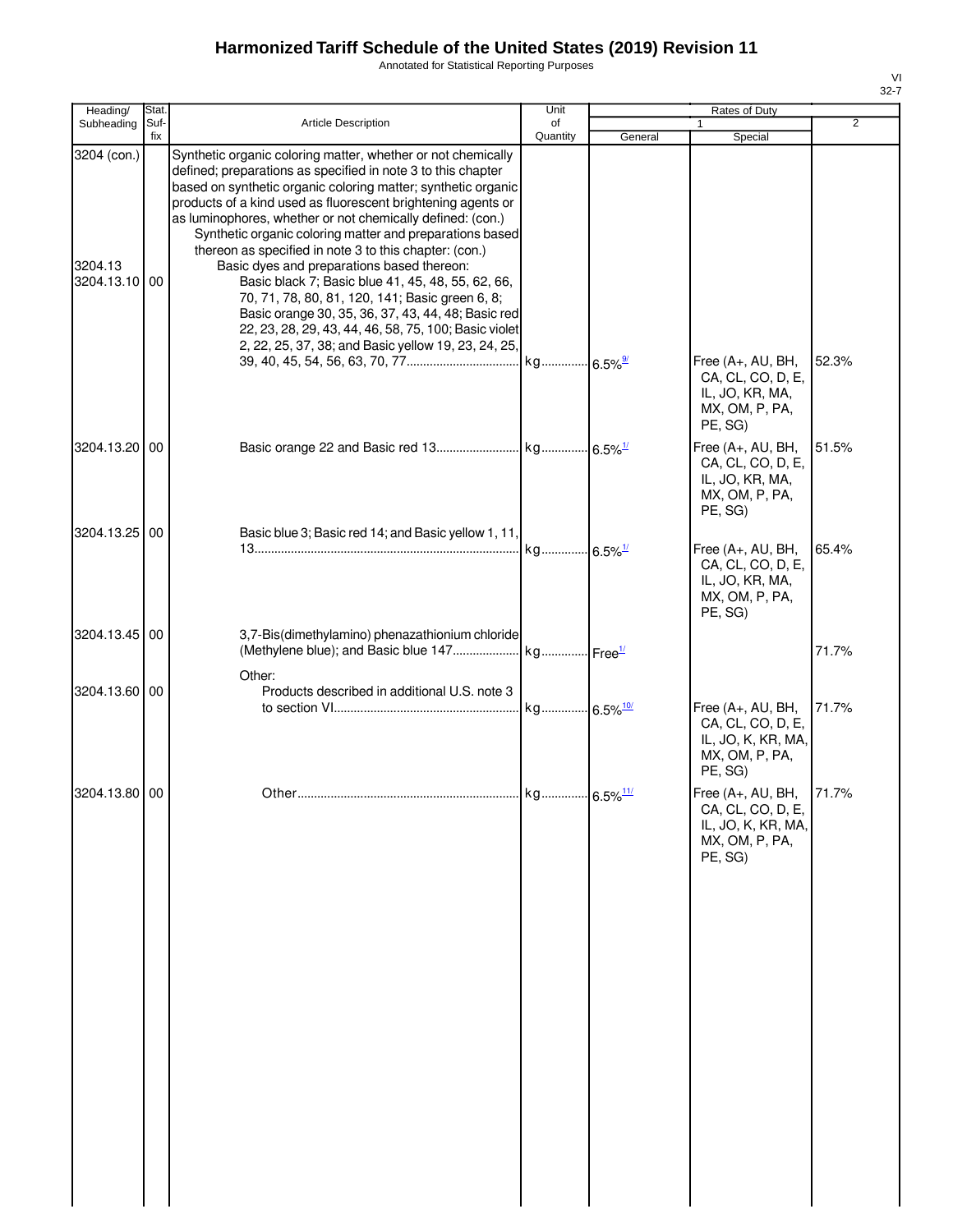# Harmonized Tariff Schedule of the United States (2019) Revision 11

Annotated for Statistical Reporting Purposes

| Heading/ Subheading | Stat. Suf- fix | Article Description | Unit of Quantity | Rates of Duty 1 General | Special | 2 |
|---|---|---|---|---|---|---|
| 3204 (con.) | | Synthetic organic coloring matter, whether or not chemically defined; preparations as specified in note 3 to this chapter based on synthetic organic coloring matter; synthetic organic products of a kind used as fluorescent brightening agents or as luminophores, whether or not chemically defined: (con.) | | | | |
| | | Synthetic organic coloring matter and preparations based thereon as specified in note 3 to this chapter: (con.) | | | | |
| 3204.13 | | Basic dyes and preparations based thereon: | | | | |
| 3204.13.10 | 00 | Basic black 7; Basic blue 41, 45, 48, 55, 62, 66, 70, 71, 78, 80, 81, 120, 141; Basic green 6, 8; Basic orange 30, 35, 36, 37, 43, 44, 48; Basic red 22, 23, 28, 29, 43, 44, 46, 58, 75, 100; Basic violet 2, 22, 25, 37, 38; and Basic yellow 19, 23, 24, 25, 39, 40, 45, 54, 56, 63, 70, 77 | kg | 6.5%[9/] | Free (A+, AU, BH, CA, CL, CO, D, E, IL, JO, KR, MA, MX, OM, P, PA, PE, SG) | 52.3% |
| 3204.13.20 | 00 | Basic orange 22 and Basic red 13 | kg | 6.5%[1/] | Free (A+, AU, BH, CA, CL, CO, D, E, IL, JO, KR, MA, MX, OM, P, PA, PE, SG) | 51.5% |
| 3204.13.25 | 00 | Basic blue 3; Basic red 14; and Basic yellow 1, 11, 13 | kg | 6.5%[1/] | Free (A+, AU, BH, CA, CL, CO, D, E, IL, JO, KR, MA, MX, OM, P, PA, PE, SG) | 65.4% |
| 3204.13.45 | 00 | 3,7-Bis(dimethylamino) phenazathionium chloride (Methylene blue); and Basic blue 147 | kg | Free[1/] | | 71.7% |
| | | Other: | | | | |
| 3204.13.60 | 00 | Products described in additional U.S. note 3 to section VI | kg | 6.5%[10/] | Free (A+, AU, BH, CA, CL, CO, D, E, IL, JO, K, KR, MA, MX, OM, P, PA, PE, SG) | 71.7% |
| 3204.13.80 | 00 | Other | kg | 6.5%[11/] | Free (A+, AU, BH, CA, CL, CO, D, E, IL, JO, K, KR, MA, MX, OM, P, PA, PE, SG) | 71.7% |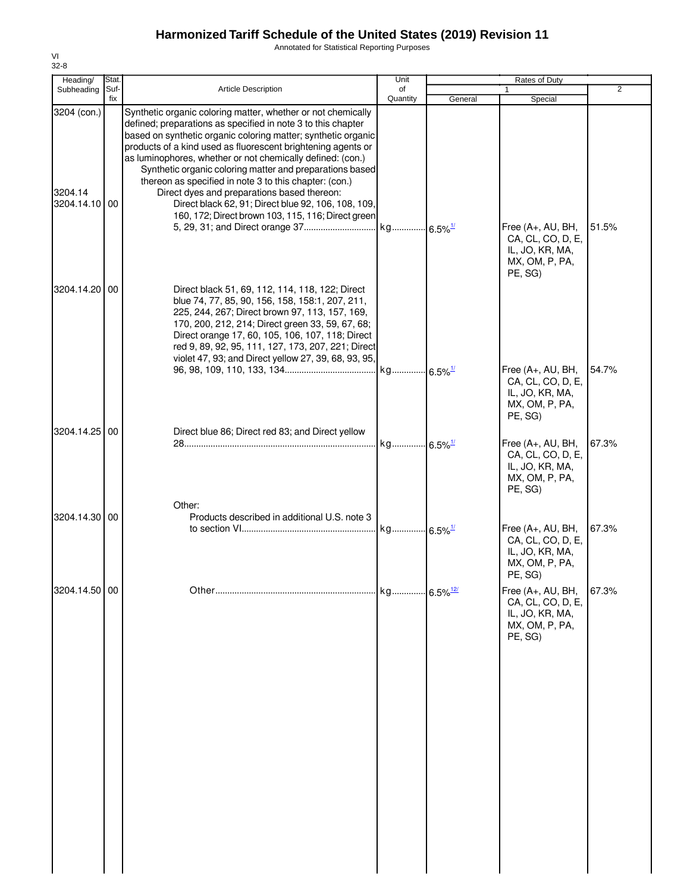# Harmonized Tariff Schedule of the United States (2019) Revision 11

Annotated for Statistical Reporting Purposes

VI
32-8

| Heading/ Subheading | Stat. Suf- fix | Article Description | Unit of Quantity | Rates of Duty 1 General | Rates of Duty 1 Special | Rates of Duty 2 |
|---|---|---|---|---|---|---|
| 3204 (con.) | | Synthetic organic coloring matter, whether or not chemically defined; preparations as specified in note 3 to this chapter based on synthetic organic coloring matter; synthetic organic products of a kind used as fluorescent brightening agents or as luminophores, whether or not chemically defined: (con.) | | | | |
| | | Synthetic organic coloring matter and preparations based thereon as specified in note 3 to this chapter: (con.) | | | | |
| 3204.14 | | Direct dyes and preparations based thereon: | | | | |
| 3204.14.10 | 00 | Direct black 62, 91; Direct blue 92, 106, 108, 109, 160, 172; Direct brown 103, 115, 116; Direct green 5, 29, 31; and Direct orange 37 | kg | 6.5%[1/] | Free (A+, AU, BH, CA, CL, CO, D, E, IL, JO, KR, MA, MX, OM, P, PA, PE, SG) | 51.5% |
| 3204.14.20 | 00 | Direct black 51, 69, 112, 114, 118, 122; Direct blue 74, 77, 85, 90, 156, 158, 158:1, 207, 211, 225, 244, 267; Direct brown 97, 113, 157, 169, 170, 200, 212, 214; Direct green 33, 59, 67, 68; Direct orange 17, 60, 105, 106, 107, 118; Direct red 9, 89, 92, 95, 111, 127, 173, 207, 221; Direct violet 47, 93; and Direct yellow 27, 39, 68, 93, 95, 96, 98, 109, 110, 133, 134 | kg | 6.5%[1/] | Free (A+, AU, BH, CA, CL, CO, D, E, IL, JO, KR, MA, MX, OM, P, PA, PE, SG) | 54.7% |
| 3204.14.25 | 00 | Direct blue 86; Direct red 83; and Direct yellow 28 | kg | 6.5%[1/] | Free (A+, AU, BH, CA, CL, CO, D, E, IL, JO, KR, MA, MX, OM, P, PA, PE, SG) | 67.3% |
| | | Other: | | | | |
| 3204.14.30 | 00 | Products described in additional U.S. note 3 to section VI | kg | 6.5%[1/] | Free (A+, AU, BH, CA, CL, CO, D, E, IL, JO, KR, MA, MX, OM, P, PA, PE, SG) | 67.3% |
| 3204.14.50 | 00 | Other | kg | 6.5%[12/] | Free (A+, AU, BH, CA, CL, CO, D, E, IL, JO, KR, MA, MX, OM, P, PA, PE, SG) | 67.3% |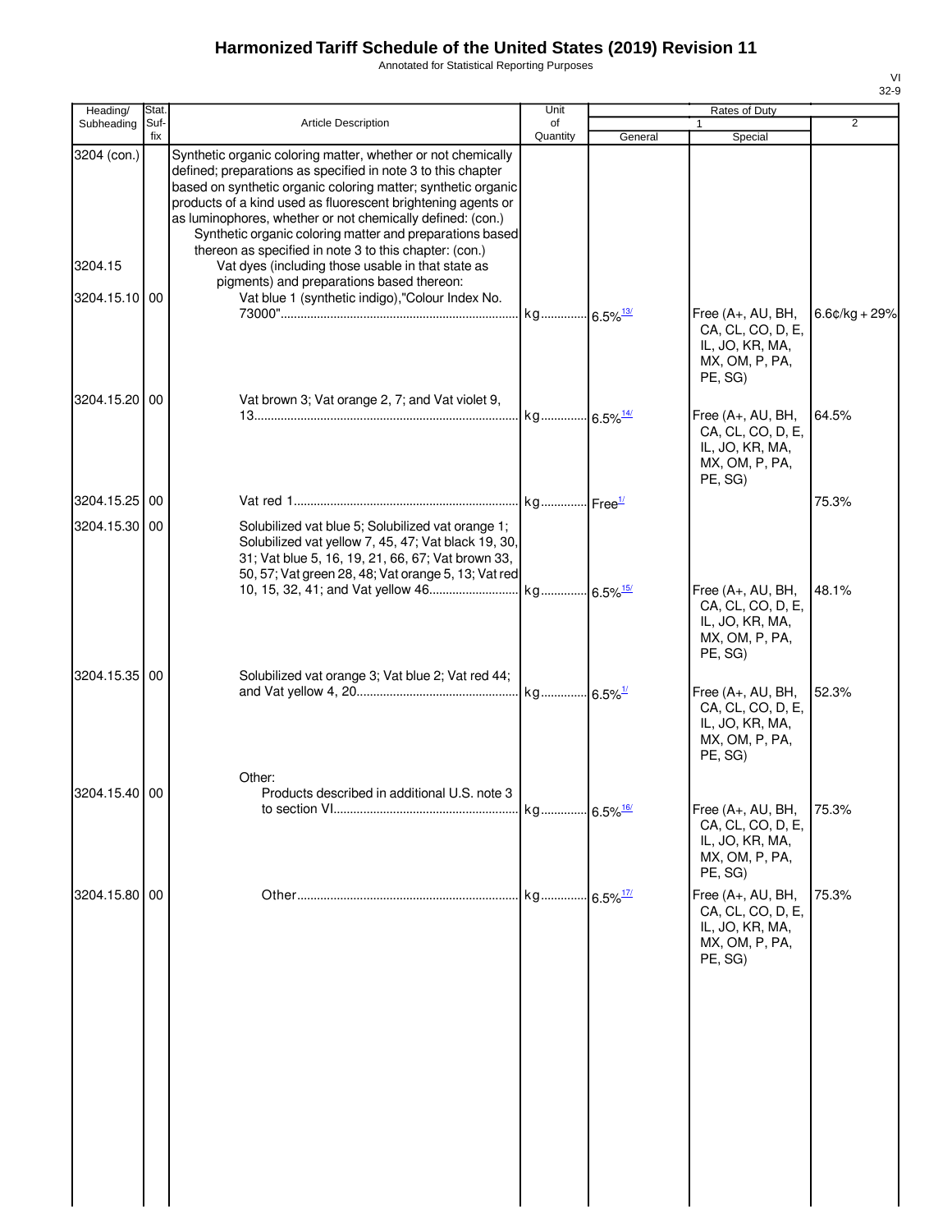# Harmonized Tariff Schedule of the United States (2019) Revision 11

Annotated for Statistical Reporting Purposes

| Heading/ Subheading | Stat. Suf-fix | Article Description | Unit of Quantity | Rates of Duty 1 General | Special | 2 |
|---|---|---|---|---|---|---|
| 3204 (con.) | | Synthetic organic coloring matter, whether or not chemically defined; preparations as specified in note 3 to this chapter based on synthetic organic coloring matter; synthetic organic products of a kind used as fluorescent brightening agents or as luminophores, whether or not chemically defined: (con.) | | | | |
| | | Synthetic organic coloring matter and preparations based thereon as specified in note 3 to this chapter: (con.) | | | | |
| 3204.15 | | Vat dyes (including those usable in that state as pigments) and preparations based thereon: | | | | |
| 3204.15.10 | 00 | Vat blue 1 (synthetic indigo),"Colour Index No. 73000" | kg | 6.5%[13/] | Free (A+, AU, BH, CA, CL, CO, D, E, IL, JO, KR, MA, MX, OM, P, PA, PE, SG) | 6.6¢/kg + 29% |
| 3204.15.20 | 00 | Vat brown 3; Vat orange 2, 7; and Vat violet 9, 13 | kg | 6.5%[14/] | Free (A+, AU, BH, CA, CL, CO, D, E, IL, JO, KR, MA, MX, OM, P, PA, PE, SG) | 64.5% |
| 3204.15.25 | 00 | Vat red 1 | kg | Free[1/] | | 75.3% |
| 3204.15.30 | 00 | Solubilized vat blue 5; Solubilized vat orange 1; Solubilized vat yellow 7, 45, 47; Vat black 19, 30, 31; Vat blue 5, 16, 19, 21, 66, 67; Vat brown 33, 50, 57; Vat green 28, 48; Vat orange 5, 13; Vat red 10, 15, 32, 41; and Vat yellow 46 | kg | 6.5%[15/] | Free (A+, AU, BH, CA, CL, CO, D, E, IL, JO, KR, MA, MX, OM, P, PA, PE, SG) | 48.1% |
| 3204.15.35 | 00 | Solubilized vat orange 3; Vat blue 2; Vat red 44; and Vat yellow 4, 20 | kg | 6.5%[1/] | Free (A+, AU, BH, CA, CL, CO, D, E, IL, JO, KR, MA, MX, OM, P, PA, PE, SG) | 52.3% |
| | | Other: | | | | |
| 3204.15.40 | 00 | Products described in additional U.S. note 3 to section VI | kg | 6.5%[16/] | Free (A+, AU, BH, CA, CL, CO, D, E, IL, JO, KR, MA, MX, OM, P, PA, PE, SG) | 75.3% |
| 3204.15.80 | 00 | Other | kg | 6.5%[17/] | Free (A+, AU, BH, CA, CL, CO, D, E, IL, JO, KR, MA, MX, OM, P, PA, PE, SG) | 75.3% |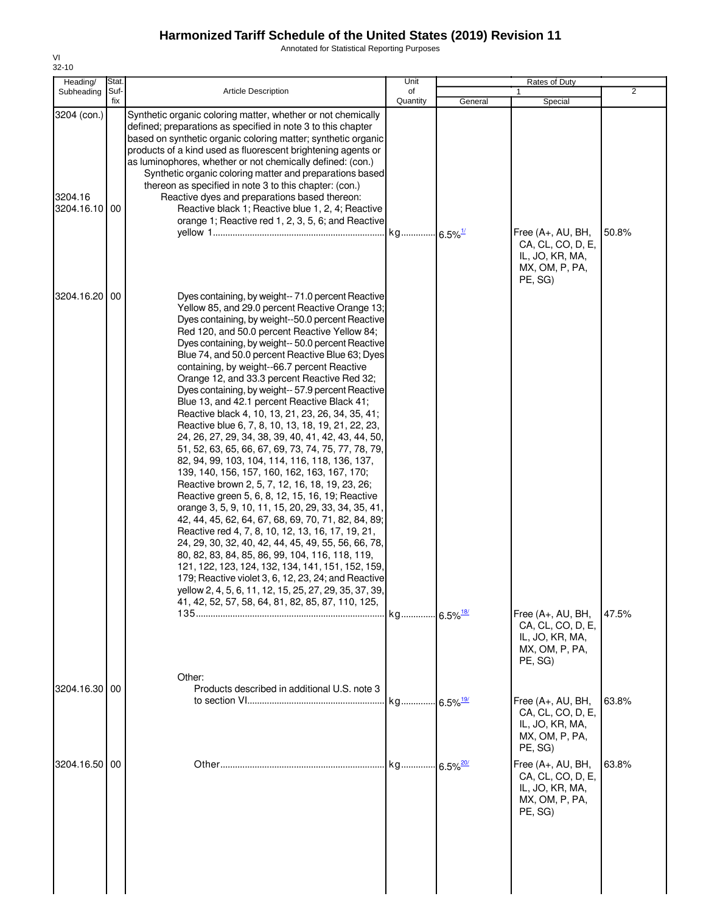# Harmonized Tariff Schedule of the United States (2019) Revision 11

Annotated for Statistical Reporting Purposes

VI
32-10

| Heading/ Subheading | Stat. Suf- fix | Article Description | Unit of Quantity | Rates of Duty 1 General | Special | 2 |
|---|---|---|---|---|---|---|
| 3204 (con.) | | Synthetic organic coloring matter, whether or not chemically defined; preparations as specified in note 3 to this chapter based on synthetic organic coloring matter; synthetic organic products of a kind used as fluorescent brightening agents or as luminophores, whether or not chemically defined: (con.) | | | | |
| | | Synthetic organic coloring matter and preparations based thereon as specified in note 3 to this chapter: (con.) | | | | |
| 3204.16 | | Reactive dyes and preparations based thereon: | | | | |
| 3204.16.10 | 00 | Reactive black 1; Reactive blue 1, 2, 4; Reactive orange 1; Reactive red 1, 2, 3, 5, 6; and Reactive yellow 1 | kg | 6.5%[1/] | Free (A+, AU, BH, CA, CL, CO, D, E, IL, JO, KR, MA, MX, OM, P, PA, PE, SG) | 50.8% |
| 3204.16.20 | 00 | Dyes containing, by weight-- 71.0 percent Reactive Yellow 85, and 29.0 percent Reactive Orange 13; Dyes containing, by weight--50.0 percent Reactive Red 120, and 50.0 percent Reactive Yellow 84; Dyes containing, by weight-- 50.0 percent Reactive Blue 74, and 50.0 percent Reactive Blue 63; Dyes containing, by weight--66.7 percent Reactive Orange 12, and 33.3 percent Reactive Red 32; Dyes containing, by weight-- 57.9 percent Reactive Blue 13, and 42.1 percent Reactive Black 41; Reactive black 4, 10, 13, 21, 23, 26, 34, 35, 41; Reactive blue 6, 7, 8, 10, 13, 18, 19, 21, 22, 23, 24, 26, 27, 29, 34, 38, 39, 40, 41, 42, 43, 44, 50, 51, 52, 63, 65, 66, 67, 69, 73, 74, 75, 77, 78, 79, 82, 94, 99, 103, 104, 114, 116, 118, 136, 137, 139, 140, 156, 157, 160, 162, 163, 167, 170; Reactive brown 2, 5, 7, 12, 16, 18, 19, 23, 26; Reactive green 5, 6, 8, 12, 15, 16, 19; Reactive orange 3, 5, 9, 10, 11, 15, 20, 29, 33, 34, 35, 41, 42, 44, 45, 62, 64, 67, 68, 69, 70, 71, 82, 84, 89; Reactive red 4, 7, 8, 10, 12, 13, 16, 17, 19, 21, 24, 29, 30, 32, 40, 42, 44, 45, 49, 55, 56, 66, 78, 80, 82, 83, 84, 85, 86, 99, 104, 116, 118, 119, 121, 122, 123, 124, 132, 134, 141, 151, 152, 159, 179; Reactive violet 3, 6, 12, 23, 24; and Reactive yellow 2, 4, 5, 6, 11, 12, 15, 25, 27, 29, 35, 37, 39, 41, 42, 52, 57, 58, 64, 81, 82, 85, 87, 110, 125, 135 | kg | 6.5%[18/] | Free (A+, AU, BH, CA, CL, CO, D, E, IL, JO, KR, MA, MX, OM, P, PA, PE, SG) | 47.5% |
| | | Other: | | | | |
| 3204.16.30 | 00 | Products described in additional U.S. note 3 to section VI | kg | 6.5%[19/] | Free (A+, AU, BH, CA, CL, CO, D, E, IL, JO, KR, MA, MX, OM, P, PA, PE, SG) | 63.8% |
| 3204.16.50 | 00 | Other | kg | 6.5%[20/] | Free (A+, AU, BH, CA, CL, CO, D, E, IL, JO, KR, MA, MX, OM, P, PA, PE, SG) | 63.8% |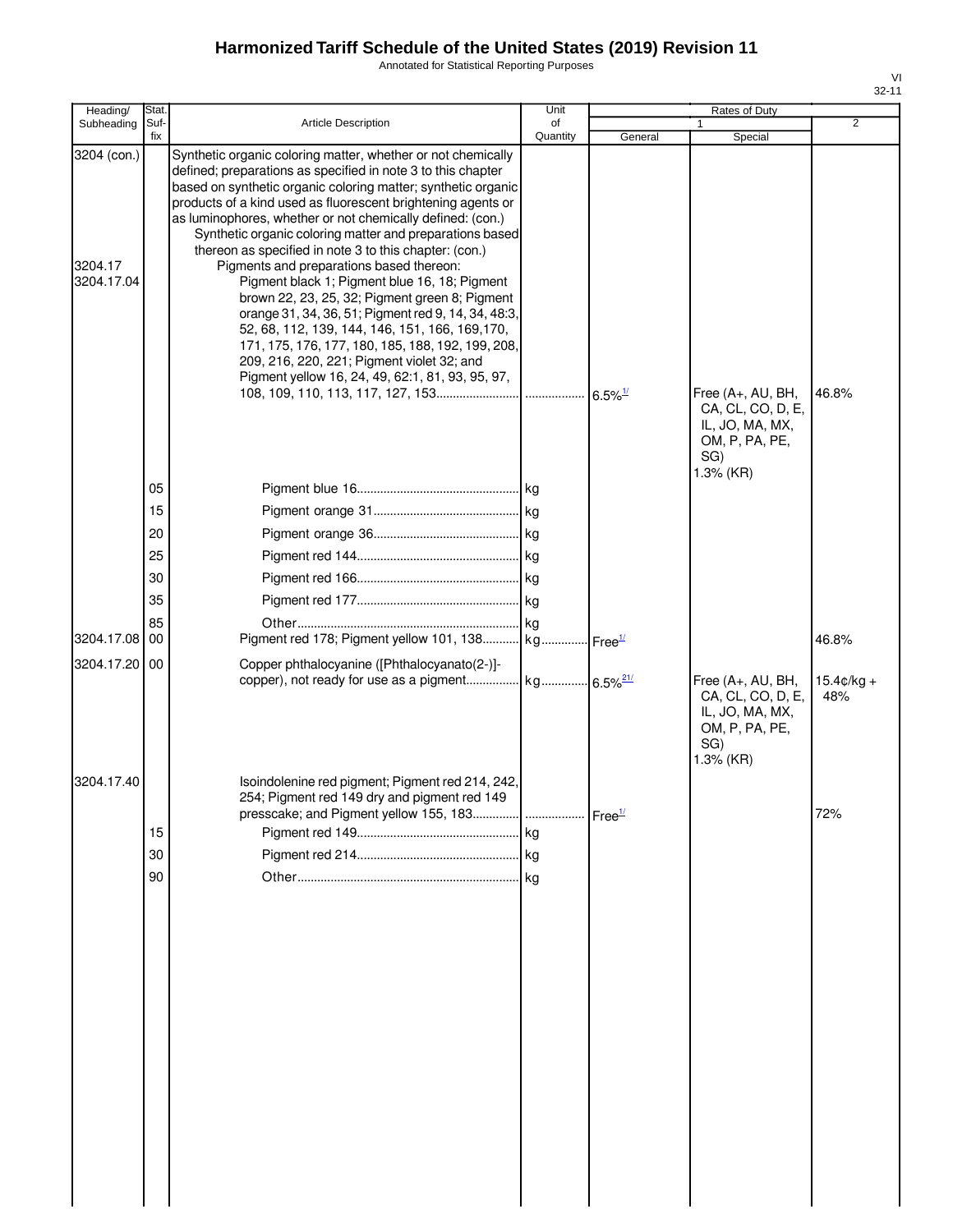# Harmonized Tariff Schedule of the United States (2019) Revision 11

Annotated for Statistical Reporting Purposes

| Heading/ Subheading | Stat. Suf- fix | Article Description | Unit of Quantity | Rates of Duty 1 General | Rates of Duty 1 Special | Rates of Duty 2 |
|---|---|---|---|---|---|---|
| 3204 (con.) | | Synthetic organic coloring matter, whether or not chemically defined; preparations as specified in note 3 to this chapter based on synthetic organic coloring matter; synthetic organic products of a kind used as fluorescent brightening agents or as luminophores, whether or not chemically defined: (con.) | | | | |
| | | Synthetic organic coloring matter and preparations based thereon as specified in note 3 to this chapter: (con.) | | | | |
| 3204.17 | | Pigments and preparations based thereon: | | | | |
| 3204.17.04 | | Pigment black 1; Pigment blue 16, 18; Pigment brown 22, 23, 25, 32; Pigment green 8; Pigment orange 31, 34, 36, 51; Pigment red 9, 14, 34, 48:3, 52, 68, 112, 139, 144, 146, 151, 166, 169,170, 171, 175, 176, 177, 180, 185, 188, 192, 199, 208, 209, 216, 220, 221; Pigment violet 32; and Pigment yellow 16, 24, 49, 62:1, 81, 93, 95, 97, 108, 109, 110, 113, 117, 127, 153 | | 6.5%[1/] | Free (A+, AU, BH, CA, CL, CO, D, E, IL, JO, MA, MX, OM, P, PA, PE, SG) 1.3% (KR) | 46.8% |
| | 05 | Pigment blue 16 | kg | | | |
| | 15 | Pigment orange 31 | kg | | | |
| | 20 | Pigment orange 36 | kg | | | |
| | 25 | Pigment red 144 | kg | | | |
| | 30 | Pigment red 166 | kg | | | |
| | 35 | Pigment red 177 | kg | | | |
| | 85 | Other | kg | | | |
| 3204.17.08 | 00 | Pigment red 178; Pigment yellow 101, 138 | kg | Free[1/] | | 46.8% |
| 3204.17.20 | 00 | Copper phthalocyanine ([Phthalocyanato(2-)]-copper), not ready for use as a pigment | kg | 6.5%[21/] | Free (A+, AU, BH, CA, CL, CO, D, E, IL, JO, MA, MX, OM, P, PA, PE, SG) 1.3% (KR) | 15.4¢/kg + 48% |
| 3204.17.40 | | Isoindolenine red pigment; Pigment red 214, 242, 254; Pigment red 149 dry and pigment red 149 presscake; and Pigment yellow 155, 183 | | Free[1/] | | 72% |
| | 15 | Pigment red 149 | kg | | | |
| | 30 | Pigment red 214 | kg | | | |
| | 90 | Other | kg | | | |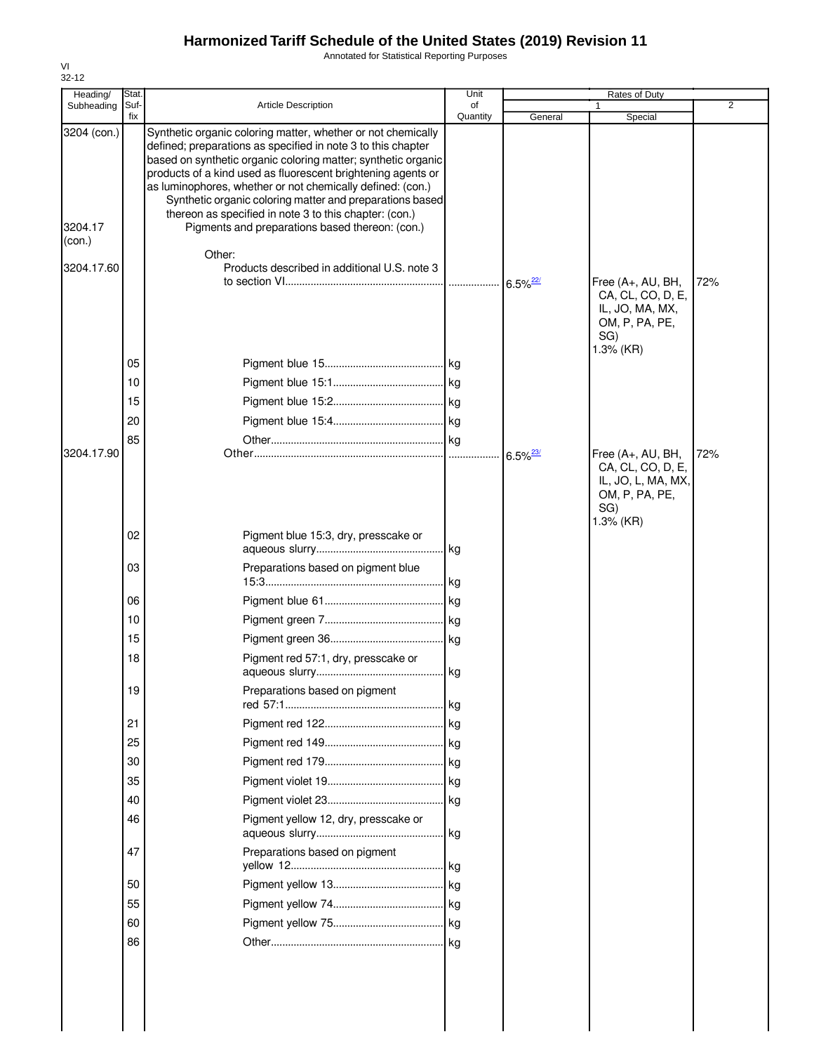# Harmonized Tariff Schedule of the United States (2019) Revision 11

Annotated for Statistical Reporting Purposes

VI
32-12

| Heading/ Subheading | Stat. Suf- fix | Article Description | Unit of Quantity | Rates of Duty 1 General | Special | 2 |
|---|---|---|---|---|---|---|
| 3204 (con.) | | Synthetic organic coloring matter, whether or not chemically defined; preparations as specified in note 3 to this chapter based on synthetic organic coloring matter; synthetic organic products of a kind used as fluorescent brightening agents or as luminophores, whether or not chemically defined: (con.) | | | | |
| | | Synthetic organic coloring matter and preparations based thereon as specified in note 3 to this chapter: (con.) | | | | |
| 3204.17 (con.) | | Pigments and preparations based thereon: (con.) | | | | |
| | | Other: | | | | |
| 3204.17.60 | | Products described in additional U.S. note 3 to section VI | | 6.5%[22/] | Free (A+, AU, BH, CA, CL, CO, D, E, IL, JO, MA, MX, OM, P, PA, PE, SG) 1.3% (KR) | 72% |
| | 05 | Pigment blue 15 | kg | | | |
| | 10 | Pigment blue 15:1 | kg | | | |
| | 15 | Pigment blue 15:2 | kg | | | |
| | 20 | Pigment blue 15:4 | kg | | | |
| | 85 | Other | kg | | | |
| 3204.17.90 | | Other | | 6.5%[23/] | Free (A+, AU, BH, CA, CL, CO, D, E, IL, JO, L, MA, MX, OM, P, PA, PE, SG) 1.3% (KR) | 72% |
| | 02 | Pigment blue 15:3, dry, presscake or aqueous slurry | kg | | | |
| | 03 | Preparations based on pigment blue 15:3 | kg | | | |
| | 06 | Pigment blue 61 | kg | | | |
| | 10 | Pigment green 7 | kg | | | |
| | 15 | Pigment green 36 | kg | | | |
| | 18 | Pigment red 57:1, dry, presscake or aqueous slurry | kg | | | |
| | 19 | Preparations based on pigment red 57:1 | kg | | | |
| | 21 | Pigment red 122 | kg | | | |
| | 25 | Pigment red 149 | kg | | | |
| | 30 | Pigment red 179 | kg | | | |
| | 35 | Pigment violet 19 | kg | | | |
| | 40 | Pigment violet 23 | kg | | | |
| | 46 | Pigment yellow 12, dry, presscake or aqueous slurry | kg | | | |
| | 47 | Preparations based on pigment yellow 12 | kg | | | |
| | 50 | Pigment yellow 13 | kg | | | |
| | 55 | Pigment yellow 74 | kg | | | |
| | 60 | Pigment yellow 75 | kg | | | |
| | 86 | Other | kg | | | |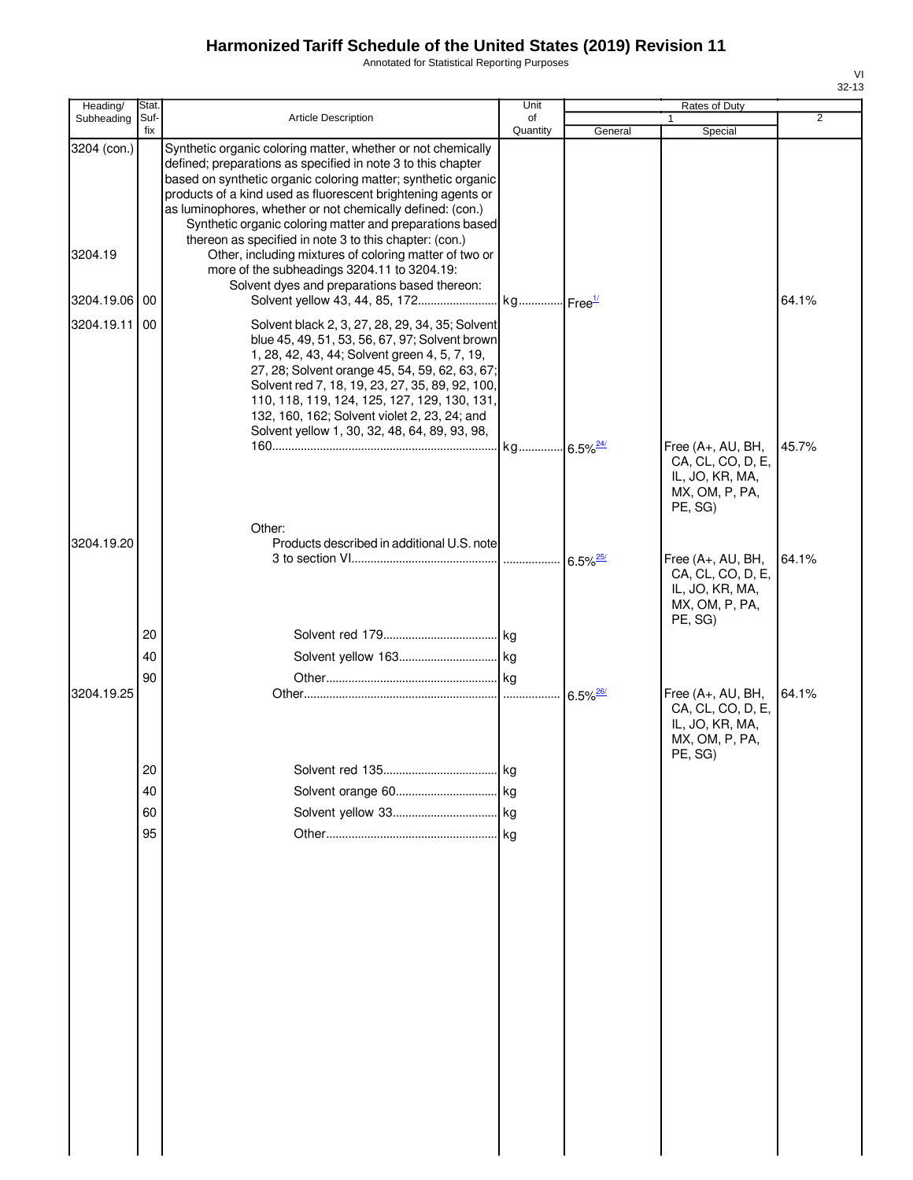# Harmonized Tariff Schedule of the United States (2019) Revision 11

Annotated for Statistical Reporting Purposes

| Heading/ Subheading | Stat. Suf- fix | Article Description | Unit of Quantity | Rates of Duty 1 General | Rates of Duty 1 Special | Rates of Duty 2 |
|---|---|---|---|---|---|---|
| 3204 (con.) | | Synthetic organic coloring matter, whether or not chemically defined; preparations as specified in note 3 to this chapter based on synthetic organic coloring matter; synthetic organic products of a kind used as fluorescent brightening agents or as luminophores, whether or not chemically defined: (con.) | | | | |
| | | Synthetic organic coloring matter and preparations based thereon as specified in note 3 to this chapter: (con.) | | | | |
| 3204.19 | | Other, including mixtures of coloring matter of two or more of the subheadings 3204.11 to 3204.19: | | | | |
| | | Solvent dyes and preparations based thereon: | | | | |
| 3204.19.06 | 00 | Solvent yellow 43, 44, 85, 172 | kg | Free[1/] | | 64.1% |
| 3204.19.11 | 00 | Solvent black 2, 3, 27, 28, 29, 34, 35; Solvent blue 45, 49, 51, 53, 56, 67, 97; Solvent brown 1, 28, 42, 43, 44; Solvent green 4, 5, 7, 19, 27, 28; Solvent orange 45, 54, 59, 62, 63, 67; Solvent red 7, 18, 19, 23, 27, 35, 89, 92, 100, 110, 118, 119, 124, 125, 127, 129, 130, 131, 132, 160, 162; Solvent violet 2, 23, 24; and Solvent yellow 1, 30, 32, 48, 64, 89, 93, 98, 160 | kg | 6.5%[24/] | Free (A+, AU, BH, CA, CL, CO, D, E, IL, JO, KR, MA, MX, OM, P, PA, PE, SG) | 45.7% |
| | | Other: | | | | |
| 3204.19.20 | | Products described in additional U.S. note 3 to section VI | | 6.5%[25/] | Free (A+, AU, BH, CA, CL, CO, D, E, IL, JO, KR, MA, MX, OM, P, PA, PE, SG) | 64.1% |
| | 20 | Solvent red 179 | kg | | | |
| | 40 | Solvent yellow 163 | kg | | | |
| | 90 | Other | kg | | | |
| 3204.19.25 | | Other | | 6.5%[26/] | Free (A+, AU, BH, CA, CL, CO, D, E, IL, JO, KR, MA, MX, OM, P, PA, PE, SG) | 64.1% |
| | 20 | Solvent red 135 | kg | | | |
| | 40 | Solvent orange 60 | kg | | | |
| | 60 | Solvent yellow 33 | kg | | | |
| | 95 | Other | kg | | | |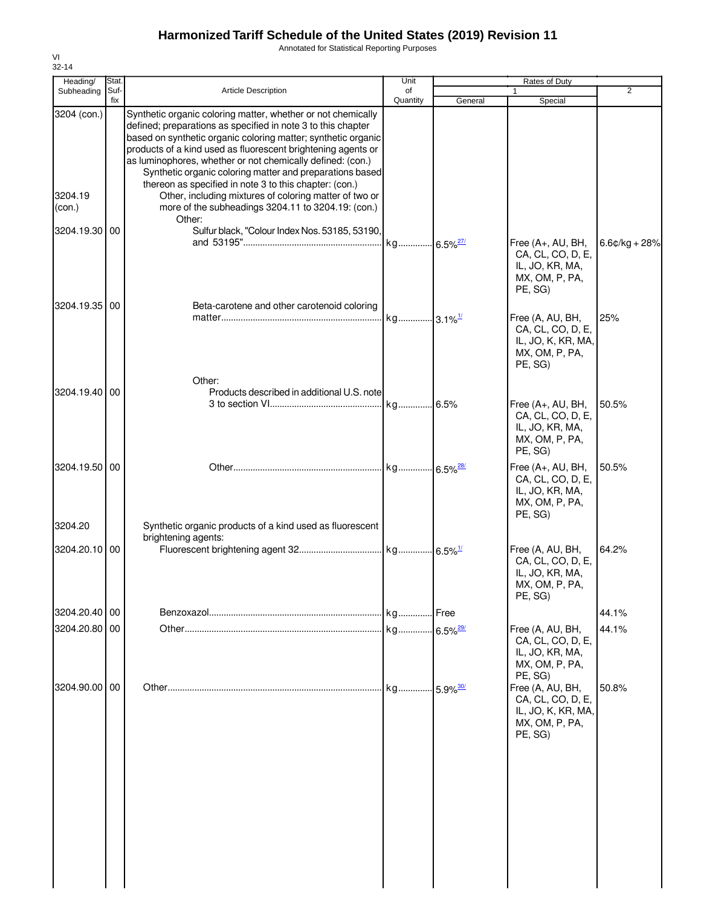# Harmonized Tariff Schedule of the United States (2019) Revision 11

Annotated for Statistical Reporting Purposes

VI
32-14

| Heading/ Subheading | Stat. Suf-fix | Article Description | Unit of Quantity | Rates of Duty 1 General | Rates of Duty 1 Special | Rates of Duty 2 |
|---|---|---|---|---|---|---|
| 3204 (con.) | | Synthetic organic coloring matter, whether or not chemically defined; preparations as specified in note 3 to this chapter based on synthetic organic coloring matter; synthetic organic products of a kind used as fluorescent brightening agents or as luminophores, whether or not chemically defined: (con.) | | | | |
| | | Synthetic organic coloring matter and preparations based thereon as specified in note 3 to this chapter: (con.) | | | | |
| 3204.19 (con.) | | Other, including mixtures of coloring matter of two or more of the subheadings 3204.11 to 3204.19: (con.) | | | | |
| | | Other: | | | | |
| 3204.19.30 | 00 | Sulfur black, "Colour Index Nos. 53185, 53190, and 53195" | kg | 6.5% [27/] | Free (A+, AU, BH, CA, CL, CO, D, E, IL, JO, KR, MA, MX, OM, P, PA, PE, SG) | 6.6¢/kg + 28% |
| 3204.19.35 | 00 | Beta-carotene and other carotenoid coloring matter | kg | 3.1% [1/] | Free (A, AU, BH, CA, CL, CO, D, E, IL, JO, K, KR, MA, MX, OM, P, PA, PE, SG) | 25% |
| | | Other: | | | | |
| 3204.19.40 | 00 | Products described in additional U.S. note 3 to section VI | kg | 6.5% | Free (A+, AU, BH, CA, CL, CO, D, E, IL, JO, KR, MA, MX, OM, P, PA, PE, SG) | 50.5% |
| 3204.19.50 | 00 | Other | kg | 6.5% [28/] | Free (A+, AU, BH, CA, CL, CO, D, E, IL, JO, KR, MA, MX, OM, P, PA, PE, SG) | 50.5% |
| 3204.20 | | Synthetic organic products of a kind used as fluorescent brightening agents: | | | | |
| 3204.20.10 | 00 | Fluorescent brightening agent 32 | kg | 6.5% [1/] | Free (A, AU, BH, CA, CL, CO, D, E, IL, JO, KR, MA, MX, OM, P, PA, PE, SG) | 64.2% |
| 3204.20.40 | 00 | Benzoxazol | kg | Free | | 44.1% |
| 3204.20.80 | 00 | Other | kg | 6.5% [29/] | Free (A, AU, BH, CA, CL, CO, D, E, IL, JO, KR, MA, MX, OM, P, PA, PE, SG) | 44.1% |
| 3204.90.00 | 00 | Other | kg | 5.9% [30/] | Free (A, AU, BH, CA, CL, CO, D, E, IL, JO, K, KR, MA, MX, OM, P, PA, PE, SG) | 50.8% |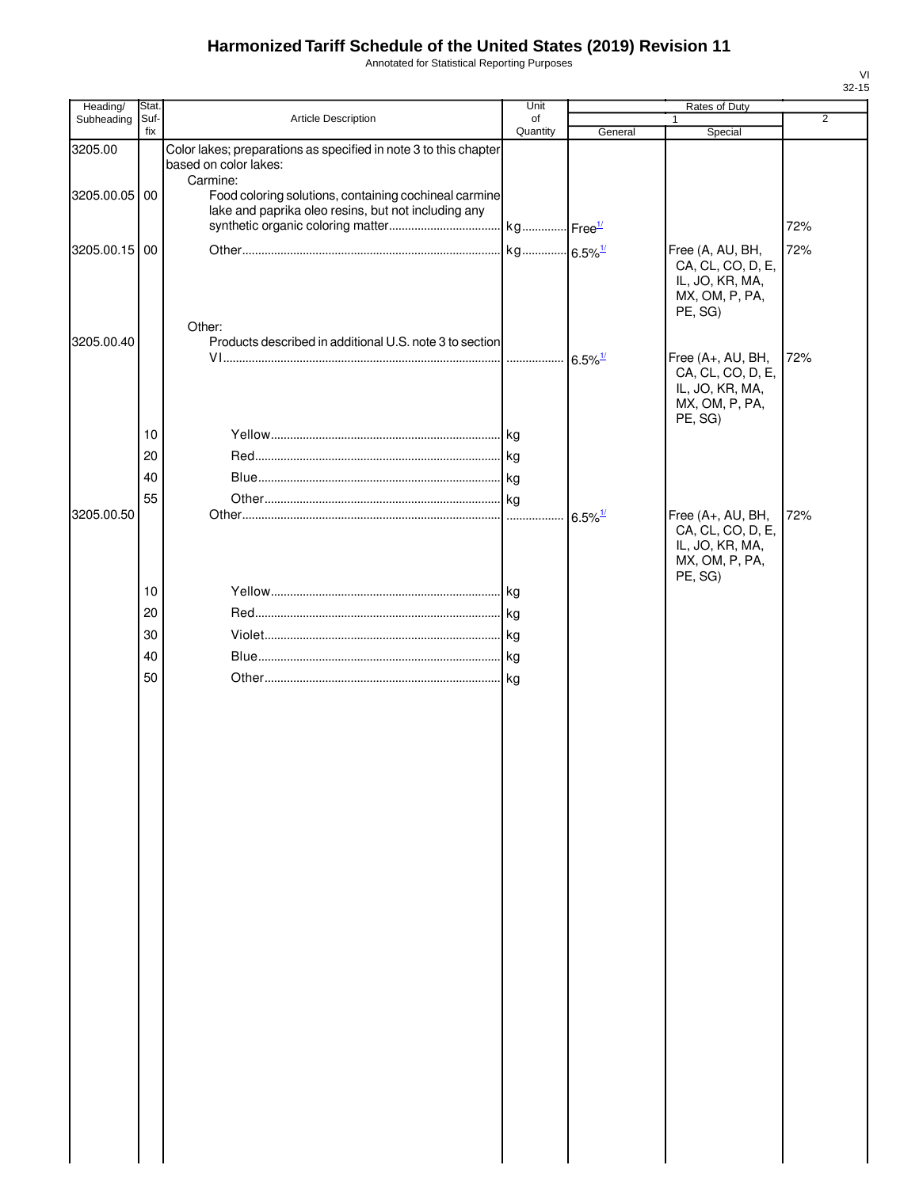# Harmonized Tariff Schedule of the United States (2019) Revision 11

Annotated for Statistical Reporting Purposes

| Heading/ Subheading | Stat. Suf- fix | Article Description | Unit of Quantity | Rates of Duty | | |
|---|---|---|---|---|---|---|
| | | | | 1 | | 2 |
| | | | | General | Special | |
| 3205.00 | | Color lakes; preparations as specified in note 3 to this chapter based on color lakes: | | | | |
| | | Carmine: | | | | |
| 3205.00.05 | 00 | Food coloring solutions, containing cochineal carmine lake and paprika oleo resins, but not including any synthetic organic coloring matter | kg | Free[1/] | | 72% |
| 3205.00.15 | 00 | Other | kg | 6.5%[1/] | Free (A, AU, BH, CA, CL, CO, D, E, IL, JO, KR, MA, MX, OM, P, PA, PE, SG) | 72% |
| | | Other: | | | | |
| 3205.00.40 | | Products described in additional U.S. note 3 to section VI | | 6.5%[1/] | Free (A+, AU, BH, CA, CL, CO, D, E, IL, JO, KR, MA, MX, OM, P, PA, PE, SG) | 72% |
| | 10 | Yellow | kg | | | |
| | 20 | Red | kg | | | |
| | 40 | Blue | kg | | | |
| | 55 | Other | kg | | | |
| 3205.00.50 | | Other | | 6.5%[1/] | Free (A+, AU, BH, CA, CL, CO, D, E, IL, JO, KR, MA, MX, OM, P, PA, PE, SG) | 72% |
| | 10 | Yellow | kg | | | |
| | 20 | Red | kg | | | |
| | 30 | Violet | kg | | | |
| | 40 | Blue | kg | | | |
| | 50 | Other | kg | | | |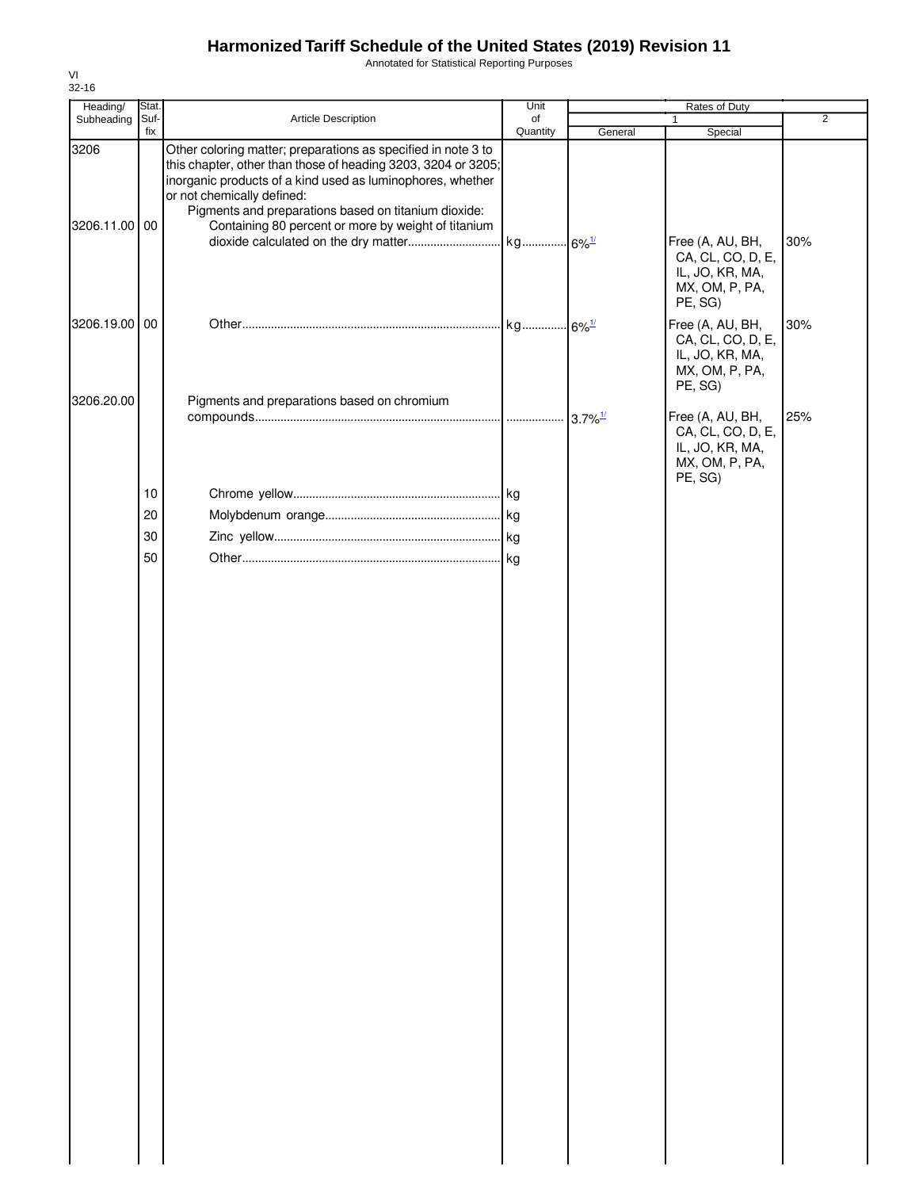# Harmonized Tariff Schedule of the United States (2019) Revision 11

Annotated for Statistical Reporting Purposes

VI
32-16

| Heading/ Subheading | Stat. Suf- fix | Article Description | Unit of Quantity | Rates of Duty 1 General | Special | 2 |
|---|---|---|---|---|---|---|
| 3206 | | Other coloring matter; preparations as specified in note 3 to this chapter, other than those of heading 3203, 3204 or 3205; inorganic products of a kind used as luminophores, whether or not chemically defined: | | | | |
| | | Pigments and preparations based on titanium dioxide: | | | | |
| 3206.11.00 | 00 | Containing 80 percent or more by weight of titanium dioxide calculated on the dry matter | kg | 6%[1/] | Free (A, AU, BH, CA, CL, CO, D, E, IL, JO, KR, MA, MX, OM, P, PA, PE, SG) | 30% |
| 3206.19.00 | 00 | Other | kg | 6%[1/] | Free (A, AU, BH, CA, CL, CO, D, E, IL, JO, KR, MA, MX, OM, P, PA, PE, SG) | 30% |
| 3206.20.00 | | Pigments and preparations based on chromium compounds | | 3.7%[1/] | Free (A, AU, BH, CA, CL, CO, D, E, IL, JO, KR, MA, MX, OM, P, PA, PE, SG) | 25% |
| | 10 | Chrome yellow | kg | | | |
| | 20 | Molybdenum orange | kg | | | |
| | 30 | Zinc yellow | kg | | | |
| | 50 | Other | kg | | | |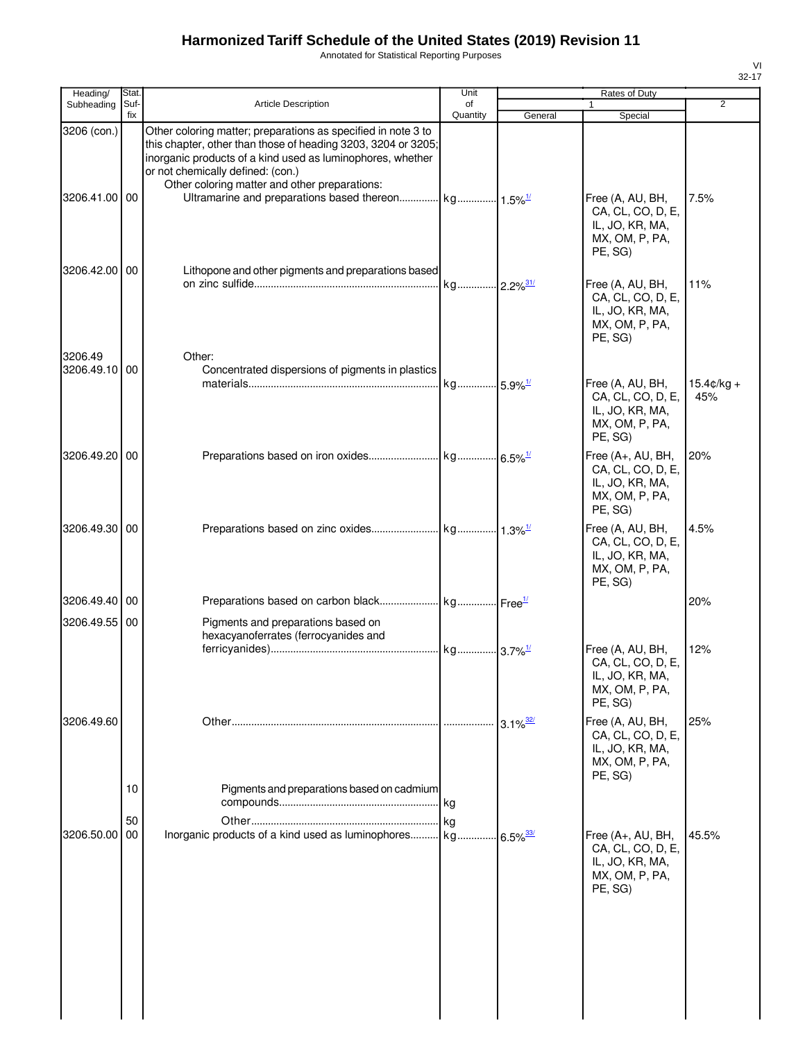# Harmonized Tariff Schedule of the United States (2019) Revision 11

Annotated for Statistical Reporting Purposes

VI
32-17

| Heading/ Subheading | Stat. Suf- fix | Article Description | Unit of Quantity | Rates of Duty 1 General | Rates of Duty 1 Special | Rates of Duty 2 |
|---|---|---|---|---|---|---|
| 3206 (con.) | | Other coloring matter; preparations as specified in note 3 to this chapter, other than those of heading 3203, 3204 or 3205; inorganic products of a kind used as luminophores, whether or not chemically defined: (con.) | | | | |
| | | Other coloring matter and other preparations: | | | | |
| 3206.41.00 | 00 | Ultramarine and preparations based thereon | kg | 1.5%[1/] | Free (A, AU, BH, CA, CL, CO, D, E, IL, JO, KR, MA, MX, OM, P, PA, PE, SG) | 7.5% |
| 3206.42.00 | 00 | Lithopone and other pigments and preparations based on zinc sulfide | kg | 2.2%[31/] | Free (A, AU, BH, CA, CL, CO, D, E, IL, JO, KR, MA, MX, OM, P, PA, PE, SG) | 11% |
| 3206.49 | | Other: | | | | |
| 3206.49.10 | 00 | Concentrated dispersions of pigments in plastics materials | kg | 5.9%[1/] | Free (A, AU, BH, CA, CL, CO, D, E, IL, JO, KR, MA, MX, OM, P, PA, PE, SG) | 15.4¢/kg + 45% |
| 3206.49.20 | 00 | Preparations based on iron oxides | kg | 6.5%[1/] | Free (A+, AU, BH, CA, CL, CO, D, E, IL, JO, KR, MA, MX, OM, P, PA, PE, SG) | 20% |
| 3206.49.30 | 00 | Preparations based on zinc oxides | kg | 1.3%[1/] | Free (A, AU, BH, CA, CL, CO, D, E, IL, JO, KR, MA, MX, OM, P, PA, PE, SG) | 4.5% |
| 3206.49.40 | 00 | Preparations based on carbon black | kg | Free[1/] | | 20% |
| 3206.49.55 | 00 | Pigments and preparations based on hexacyanoferrates (ferrocyanides and ferricyanides) | kg | 3.7%[1/] | Free (A, AU, BH, CA, CL, CO, D, E, IL, JO, KR, MA, MX, OM, P, PA, PE, SG) | 12% |
| 3206.49.60 | | Other | | 3.1%[32/] | Free (A, AU, BH, CA, CL, CO, D, E, IL, JO, KR, MA, MX, OM, P, PA, PE, SG) | 25% |
| | 10 | Pigments and preparations based on cadmium compounds | kg | | | |
| | 50 | Other | kg | | | |
| 3206.50.00 | 00 | Inorganic products of a kind used as luminophores | kg | 6.5%[33/] | Free (A+, AU, BH, CA, CL, CO, D, E, IL, JO, KR, MA, MX, OM, P, PA, PE, SG) | 45.5% |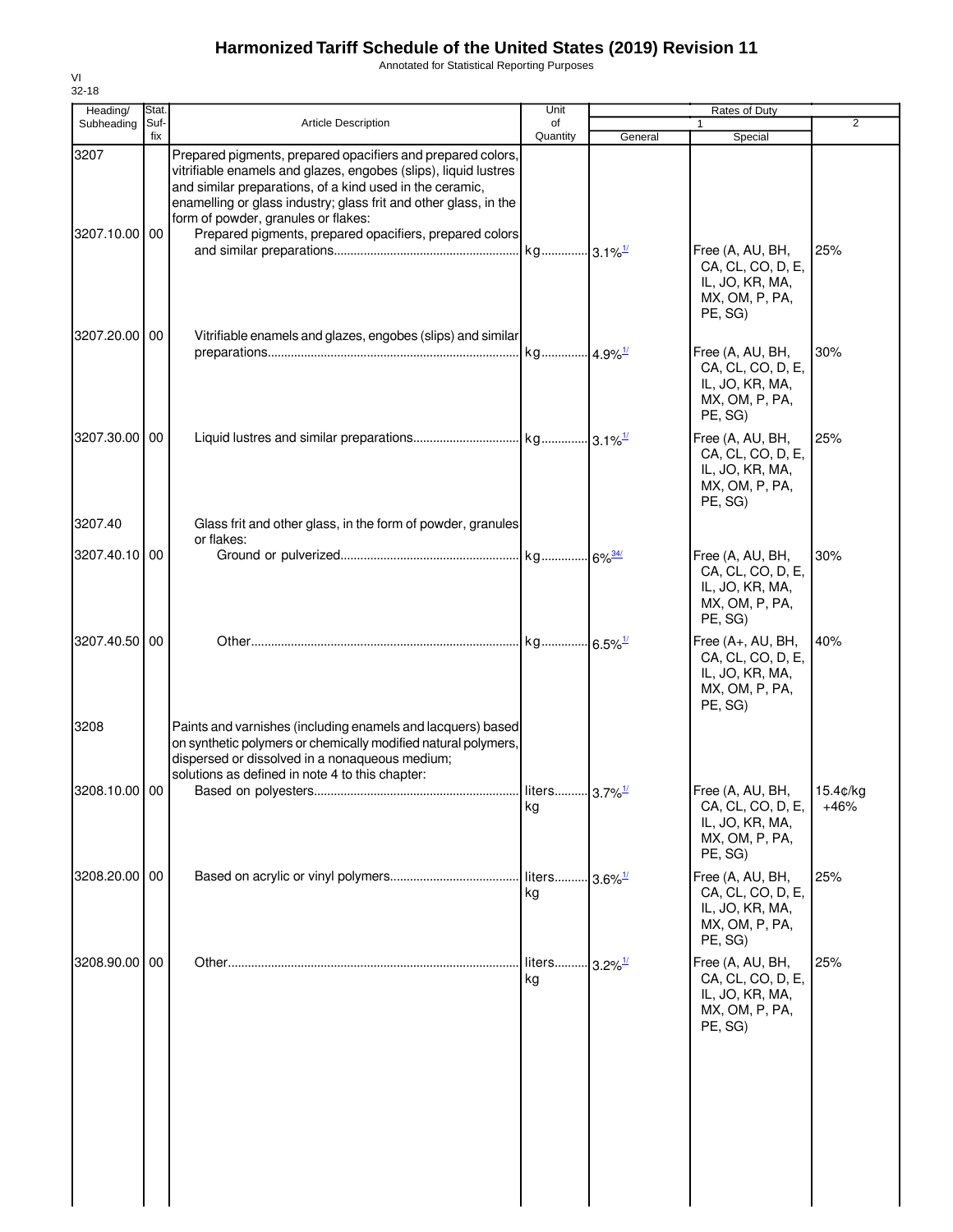# Harmonized Tariff Schedule of the United States (2019) Revision 11

Annotated for Statistical Reporting Purposes

| Heading/ Subheading | Stat. Suf- fix | Article Description | Unit of Quantity | Rates of Duty 1 General | Special | 2 |
|---|---|---|---|---|---|---|
| 3207 | | Prepared pigments, prepared opacifiers and prepared colors, vitrifiable enamels and glazes, engobes (slips), liquid lustres and similar preparations, of a kind used in the ceramic, enamelling or glass industry; glass frit and other glass, in the form of powder, granules or flakes: | | | | |
| 3207.10.00 | 00 | Prepared pigments, prepared opacifiers, prepared colors and similar preparations | kg | 3.1%[1/] | Free (A, AU, BH, CA, CL, CO, D, E, IL, JO, KR, MA, MX, OM, P, PA, PE, SG) | 25% |
| 3207.20.00 | 00 | Vitrifiable enamels and glazes, engobes (slips) and similar preparations | kg | 4.9%[1/] | Free (A, AU, BH, CA, CL, CO, D, E, IL, JO, KR, MA, MX, OM, P, PA, PE, SG) | 30% |
| 3207.30.00 | 00 | Liquid lustres and similar preparations | kg | 3.1%[1/] | Free (A, AU, BH, CA, CL, CO, D, E, IL, JO, KR, MA, MX, OM, P, PA, PE, SG) | 25% |
| 3207.40 | | Glass frit and other glass, in the form of powder, granules or flakes: | | | | |
| 3207.40.10 | 00 | Ground or pulverized | kg | 6%[34/] | Free (A, AU, BH, CA, CL, CO, D, E, IL, JO, KR, MA, MX, OM, P, PA, PE, SG) | 30% |
| 3207.40.50 | 00 | Other | kg | 6.5%[1/] | Free (A+, AU, BH, CA, CL, CO, D, E, IL, JO, KR, MA, MX, OM, P, PA, PE, SG) | 40% |
| 3208 | | Paints and varnishes (including enamels and lacquers) based on synthetic polymers or chemically modified natural polymers, dispersed or dissolved in a nonaqueous medium; solutions as defined in note 4 to this chapter: | | | | |
| 3208.10.00 | 00 | Based on polyesters | liters kg | 3.7%[1/] | Free (A, AU, BH, CA, CL, CO, D, E, IL, JO, KR, MA, MX, OM, P, PA, PE, SG) | 15.4¢/kg +46% |
| 3208.20.00 | 00 | Based on acrylic or vinyl polymers | liters kg | 3.6%[1/] | Free (A, AU, BH, CA, CL, CO, D, E, IL, JO, KR, MA, MX, OM, P, PA, PE, SG) | 25% |
| 3208.90.00 | 00 | Other | liters kg | 3.2%[1/] | Free (A, AU, BH, CA, CL, CO, D, E, IL, JO, KR, MA, MX, OM, P, PA, PE, SG) | 25% |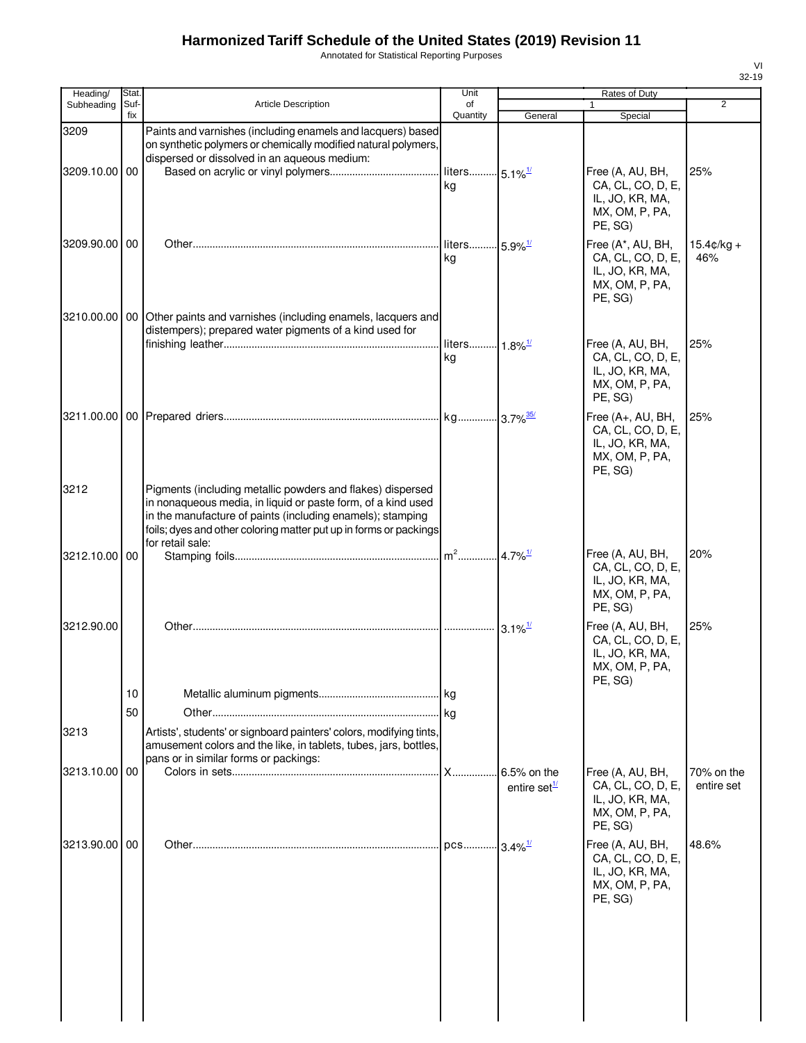# Harmonized Tariff Schedule of the United States (2019) Revision 11

Annotated for Statistical Reporting Purposes

VI
32-19

| Heading/ Subheading | Stat. Suf- fix | Article Description | Unit of Quantity | Rates of Duty 1 General | Special | 2 |
|---|---|---|---|---|---|---|
| 3209 | | Paints and varnishes (including enamels and lacquers) based on synthetic polymers or chemically modified natural polymers, dispersed or dissolved in an aqueous medium: | | | | |
| 3209.10.00 | 00 | Based on acrylic or vinyl polymers | liters kg | 5.1%[1/] | Free (A, AU, BH, CA, CL, CO, D, E, IL, JO, KR, MA, MX, OM, P, PA, PE, SG) | 25% |
| 3209.90.00 | 00 | Other | liters kg | 5.9%[1/] | Free (A*, AU, BH, CA, CL, CO, D, E, IL, JO, KR, MA, MX, OM, P, PA, PE, SG) | 15.4¢/kg + 46% |
| 3210.00.00 | 00 | Other paints and varnishes (including enamels, lacquers and distempers); prepared water pigments of a kind used for finishing leather | liters kg | 1.8%[1/] | Free (A, AU, BH, CA, CL, CO, D, E, IL, JO, KR, MA, MX, OM, P, PA, PE, SG) | 25% |
| 3211.00.00 | 00 | Prepared driers | kg | 3.7%[35/] | Free (A+, AU, BH, CA, CL, CO, D, E, IL, JO, KR, MA, MX, OM, P, PA, PE, SG) | 25% |
| 3212 | | Pigments (including metallic powders and flakes) dispersed in nonaqueous media, in liquid or paste form, of a kind used in the manufacture of paints (including enamels); stamping foils; dyes and other coloring matter put up in forms or packings for retail sale: | | | | |
| 3212.10.00 | 00 | Stamping foils | $m^2$ | 4.7%[1/] | Free (A, AU, BH, CA, CL, CO, D, E, IL, JO, KR, MA, MX, OM, P, PA, PE, SG) | 20% |
| 3212.90.00 | | Other | | 3.1%[1/] | Free (A, AU, BH, CA, CL, CO, D, E, IL, JO, KR, MA, MX, OM, P, PA, PE, SG) | 25% |
| | 10 | Metallic aluminum pigments | kg | | | |
| | 50 | Other | kg | | | |
| 3213 | | Artists', students' or signboard painters' colors, modifying tints, amusement colors and the like, in tablets, tubes, jars, bottles, pans or in similar forms or packings: | | | | |
| 3213.10.00 | 00 | Colors in sets | X | 6.5% on the entire set[1/] | Free (A, AU, BH, CA, CL, CO, D, E, IL, JO, KR, MA, MX, OM, P, PA, PE, SG) | 70% on the entire set |
| 3213.90.00 | 00 | Other | pcs | 3.4%[1/] | Free (A, AU, BH, CA, CL, CO, D, E, IL, JO, KR, MA, MX, OM, P, PA, PE, SG) | 48.6% |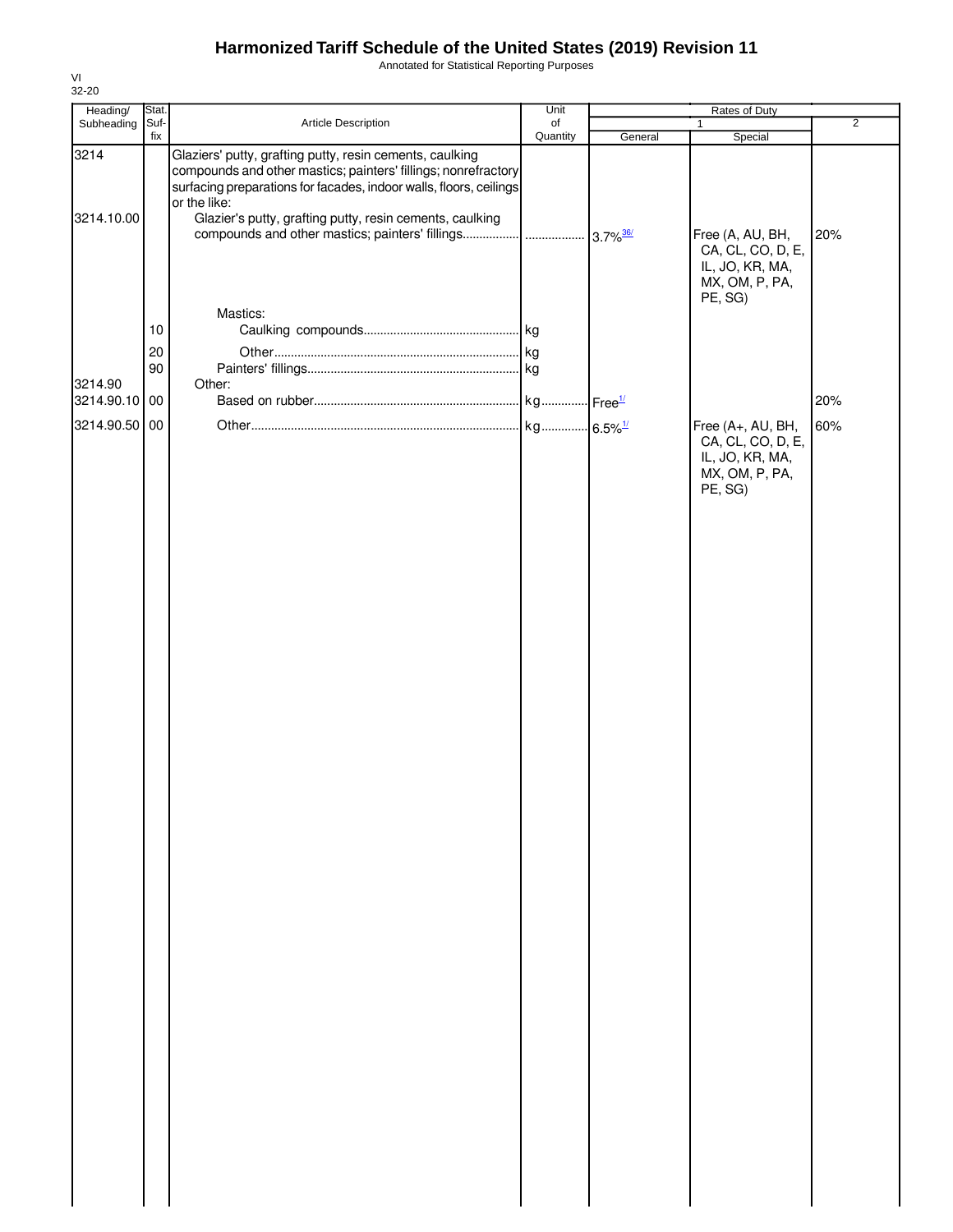# Harmonized Tariff Schedule of the United States (2019) Revision 11

Annotated for Statistical Reporting Purposes

| Heading/ Subheading | Stat. Suf-fix | Article Description | Unit of Quantity | Rates of Duty 1 General | Special | 2 |
|---|---|---|---|---|---|---|
| 3214 | | Glaziers' putty, grafting putty, resin cements, caulking compounds and other mastics; painters' fillings; nonrefractory surfacing preparations for facades, indoor walls, floors, ceilings or the like: | | | | |
| 3214.10.00 | | Glazier's putty, grafting putty, resin cements, caulking compounds and other mastics; painters' fillings | | 3.7%[36/] | Free (A, AU, BH, CA, CL, CO, D, E, IL, JO, KR, MA, MX, OM, P, PA, PE, SG) | 20% |
| | | Mastics: | | | | |
| | 10 | Caulking compounds | kg | | | |
| | 20 | Other | kg | | | |
| | 90 | Painters' fillings | kg | | | |
| 3214.90 | | Other: | | | | |
| 3214.90.10 | 00 | Based on rubber | kg | Free[1/] | | 20% |
| 3214.90.50 | 00 | Other | kg | 6.5%[1/] | Free (A+, AU, BH, CA, CL, CO, D, E, IL, JO, KR, MA, MX, OM, P, PA, PE, SG) | 60% |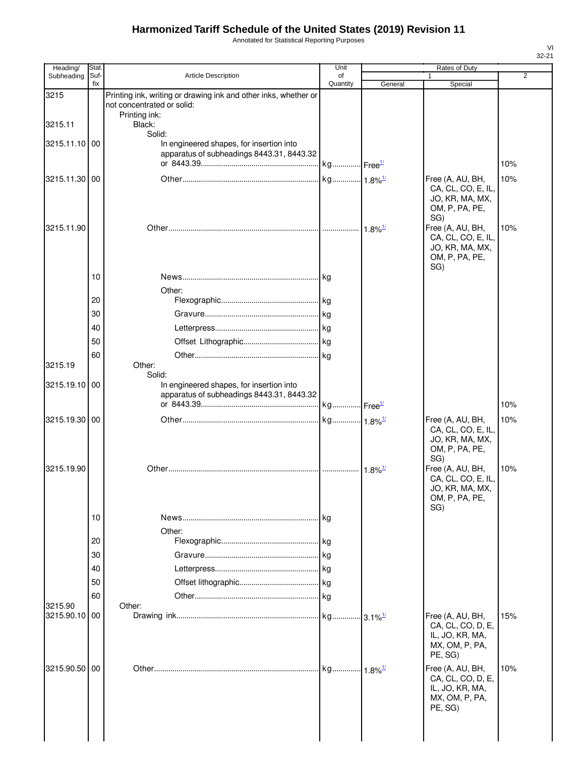# Harmonized Tariff Schedule of the United States (2019) Revision 11

Annotated for Statistical Reporting Purposes

VI
32-21

| Heading/ Subheading | Stat. Suf- fix | Article Description | Unit of Quantity | Rates of Duty 1 General | Rates of Duty 1 Special | Rates of Duty 2 |
|---|---|---|---|---|---|---|
| 3215 | | Printing ink, writing or drawing ink and other inks, whether or not concentrated or solid: | | | | |
| | | Printing ink: | | | | |
| 3215.11 | | Black: | | | | |
| | | Solid: | | | | |
| 3215.11.10 | 00 | In engineered shapes, for insertion into apparatus of subheadings 8443.31, 8443.32 or 8443.39 | kg | Free[1/] | | 10% |
| 3215.11.30 | 00 | Other | kg | 1.8%[1/] | Free (A, AU, BH, CA, CL, CO, E, IL, JO, KR, MA, MX, OM, P, PA, PE, SG) | 10% |
| 3215.11.90 | | Other | | 1.8%[1/] | Free (A, AU, BH, CA, CL, CO, E, IL, JO, KR, MA, MX, OM, P, PA, PE, SG) | 10% |
| | 10 | News | kg | | | |
| | | Other: | | | | |
| | 20 | Flexographic | kg | | | |
| | 30 | Gravure | kg | | | |
| | 40 | Letterpress | kg | | | |
| | 50 | Offset Lithographic | kg | | | |
| | 60 | Other | kg | | | |
| 3215.19 | | Other: | | | | |
| | | Solid: | | | | |
| 3215.19.10 | 00 | In engineered shapes, for insertion into apparatus of subheadings 8443.31, 8443.32 or 8443.39 | kg | Free[1/] | | 10% |
| 3215.19.30 | 00 | Other | kg | 1.8%[1/] | Free (A, AU, BH, CA, CL, CO, E, IL, JO, KR, MA, MX, OM, P, PA, PE, SG) | 10% |
| 3215.19.90 | | Other | | 1.8%[1/] | Free (A, AU, BH, CA, CL, CO, E, IL, JO, KR, MA, MX, OM, P, PA, PE, SG) | 10% |
| | 10 | News | kg | | | |
| | | Other: | | | | |
| | 20 | Flexographic | kg | | | |
| | 30 | Gravure | kg | | | |
| | 40 | Letterpress | kg | | | |
| | 50 | Offset lithographic | kg | | | |
| | 60 | Other | kg | | | |
| 3215.90 | | Other: | | | | |
| 3215.90.10 | 00 | Drawing ink | kg | 3.1%[1/] | Free (A, AU, BH, CA, CL, CO, D, E, IL, JO, KR, MA, MX, OM, P, PA, PE, SG) | 15% |
| 3215.90.50 | 00 | Other | kg | 1.8%[1/] | Free (A, AU, BH, CA, CL, CO, D, E, IL, JO, KR, MA, MX, OM, P, PA, PE, SG) | 10% |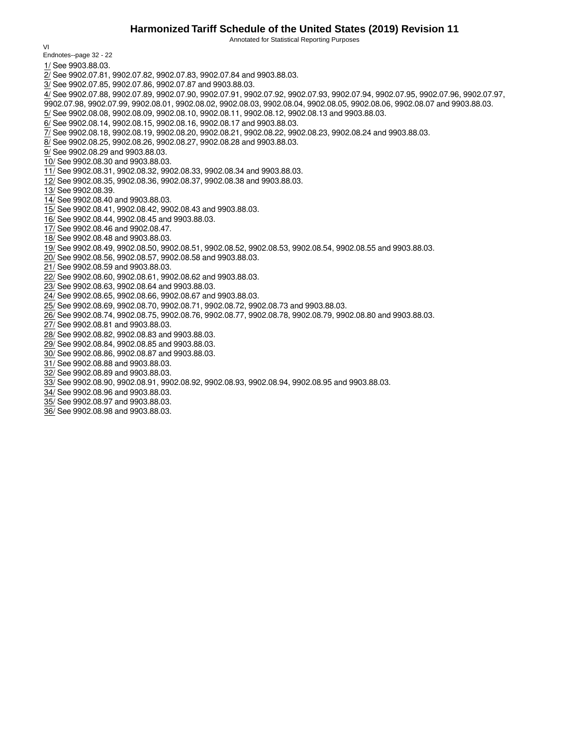VI

Endnotes--page 32 - 22

1/ See 9903.88.03.

2/ See 9902.07.81, 9902.07.82, 9902.07.83, 9902.07.84 and 9903.88.03.

3/ See 9902.07.85, 9902.07.86, 9902.07.87 and 9903.88.03.

4/ See 9902.07.88, 9902.07.89, 9902.07.90, 9902.07.91, 9902.07.92, 9902.07.93, 9902.07.94, 9902.07.95, 9902.07.96, 9902.07.97, 9902.07.98, 9902.07.99, 9902.08.01, 9902.08.02, 9902.08.03, 9902.08.04, 9902.08.05, 9902.08.06, 9902.08.07 and 9903.88.03.

5/ See 9902.08.08, 9902.08.09, 9902.08.10, 9902.08.11, 9902.08.12, 9902.08.13 and 9903.88.03.

6/ See 9902.08.14, 9902.08.15, 9902.08.16, 9902.08.17 and 9903.88.03.

7/ See 9902.08.18, 9902.08.19, 9902.08.20, 9902.08.21, 9902.08.22, 9902.08.23, 9902.08.24 and 9903.88.03.

8/ See 9902.08.25, 9902.08.26, 9902.08.27, 9902.08.28 and 9903.88.03.

9/ See 9902.08.29 and 9903.88.03.

10/ See 9902.08.30 and 9903.88.03.

11/ See 9902.08.31, 9902.08.32, 9902.08.33, 9902.08.34 and 9903.88.03.

12/ See 9902.08.35, 9902.08.36, 9902.08.37, 9902.08.38 and 9903.88.03.

13/ See 9902.08.39.

14/ See 9902.08.40 and 9903.88.03.

15/ See 9902.08.41, 9902.08.42, 9902.08.43 and 9903.88.03.

16/ See 9902.08.44, 9902.08.45 and 9903.88.03.

17/ See 9902.08.46 and 9902.08.47.

18/ See 9902.08.48 and 9903.88.03.

19/ See 9902.08.49, 9902.08.50, 9902.08.51, 9902.08.52, 9902.08.53, 9902.08.54, 9902.08.55 and 9903.88.03.

20/ See 9902.08.56, 9902.08.57, 9902.08.58 and 9903.88.03.

21/ See 9902.08.59 and 9903.88.03.

22/ See 9902.08.60, 9902.08.61, 9902.08.62 and 9903.88.03.

23/ See 9902.08.63, 9902.08.64 and 9903.88.03.

24/ See 9902.08.65, 9902.08.66, 9902.08.67 and 9903.88.03.

25/ See 9902.08.69, 9902.08.70, 9902.08.71, 9902.08.72, 9902.08.73 and 9903.88.03.

26/ See 9902.08.74, 9902.08.75, 9902.08.76, 9902.08.77, 9902.08.78, 9902.08.79, 9902.08.80 and 9903.88.03.

27/ See 9902.08.81 and 9903.88.03.

28/ See 9902.08.82, 9902.08.83 and 9903.88.03.

29/ See 9902.08.84, 9902.08.85 and 9903.88.03.

30/ See 9902.08.86, 9902.08.87 and 9903.88.03.

31/ See 9902.08.88 and 9903.88.03.

32/ See 9902.08.89 and 9903.88.03.

33/ See 9902.08.90, 9902.08.91, 9902.08.92, 9902.08.93, 9902.08.94, 9902.08.95 and 9903.88.03.

34/ See 9902.08.96 and 9903.88.03.

35/ See 9902.08.97 and 9903.88.03.

36/ See 9902.08.98 and 9903.88.03.